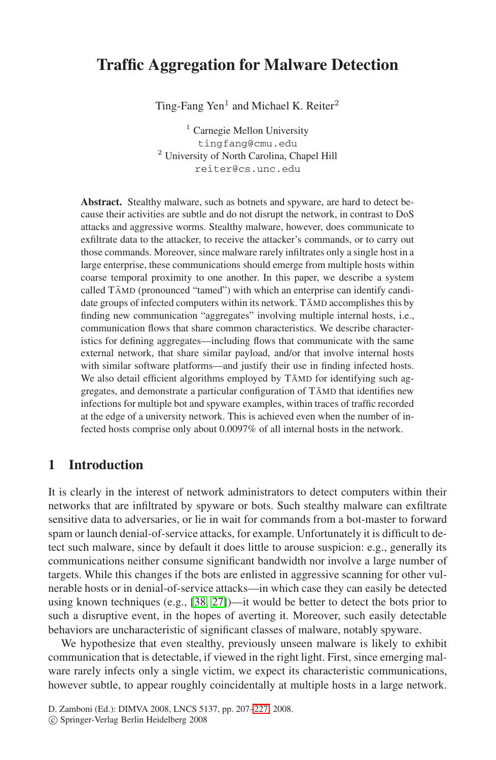# Traffic Aggregation for Malware Detection

Ting-Fang Yen[1] and Michael K. Reiter[2]

[1] Carnegie Mellon University
tingfang@cmu.edu
[2] University of North Carolina, Chapel Hill
reiter@cs.unc.edu

**Abstract.** Stealthy malware, such as botnets and spyware, are hard to detect because their activities are subtle and do not disrupt the network, in contrast to DoS attacks and aggressive worms. Stealthy malware, however, does communicate to exfiltrate data to the attacker, to receive the attacker's commands, or to carry out those commands. Moreover, since malware rarely infiltrates only a single host in a large enterprise, these communications should emerge from multiple hosts within coarse temporal proximity to one another. In this paper, we describe a system called TĀMD (pronounced "tamed") with which an enterprise can identify candidate groups of infected computers within its network. TĀMD accomplishes this by finding new communication "aggregates" involving multiple internal hosts, i.e., communication flows that share common characteristics. We describe characteristics for defining aggregates—including flows that communicate with the same external network, that share similar payload, and/or that involve internal hosts with similar software platforms—and justify their use in finding infected hosts. We also detail efficient algorithms employed by TĀMD for identifying such aggregates, and demonstrate a particular configuration of TĀMD that identifies new infections for multiple bot and spyware examples, within traces of traffic recorded at the edge of a university network. This is achieved even when the number of infected hosts comprise only about 0.0097% of all internal hosts in the network.

## 1 Introduction

It is clearly in the interest of network administrators to detect computers within their networks that are infiltrated by spyware or bots. Such stealthy malware can exfiltrate sensitive data to adversaries, or lie in wait for commands from a bot-master to forward spam or launch denial-of-service attacks, for example. Unfortunately it is difficult to detect such malware, since by default it does little to arouse suspicion: e.g., generally its communications neither consume significant bandwidth nor involve a large number of targets. While this changes if the bots are enlisted in aggressive scanning for other vulnerable hosts or in denial-of-service attacks—in which case they can easily be detected using known techniques (e.g., [38, 27])—it would be better to detect the bots prior to such a disruptive event, in the hopes of averting it. Moreover, such easily detectable behaviors are uncharacteristic of significant classes of malware, notably spyware.

We hypothesize that even stealthy, previously unseen malware is likely to exhibit communication that is detectable, if viewed in the right light. First, since emerging malware rarely infects only a single victim, we expect its characteristic communications, however subtle, to appear roughly coincidentally at multiple hosts in a large network.

D. Zamboni (Ed.): DIMVA 2008, LNCS 5137, pp. 207–227, 2008.
© Springer-Verlag Berlin Heidelberg 2008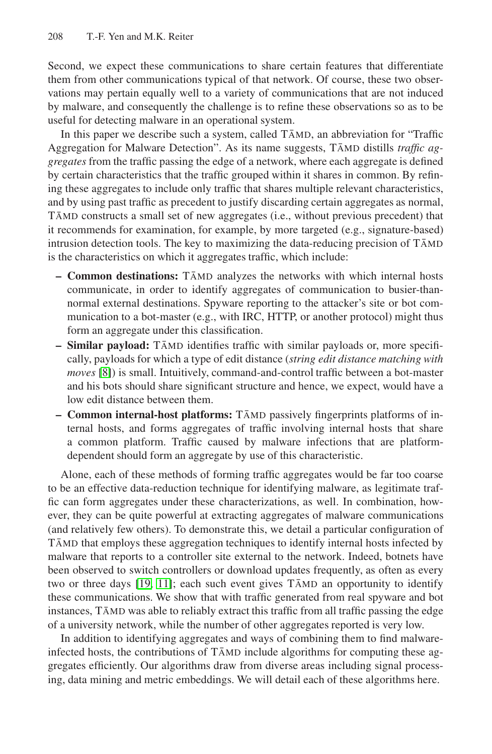Second, we expect these communications to share certain features that differentiate them from other communications typical of that network. Of course, these two observations may pertain equally well to a variety of communications that are not induced by malware, and consequently the challenge is to refine these observations so as to be useful for detecting malware in an operational system.

In this paper we describe such a system, called TĀMD, an abbreviation for "Traffic Aggregation for Malware Detection". As its name suggests, TĀMD distills *traffic aggregates* from the traffic passing the edge of a network, where each aggregate is defined by certain characteristics that the traffic grouped within it shares in common. By refining these aggregates to include only traffic that shares multiple relevant characteristics, and by using past traffic as precedent to justify discarding certain aggregates as normal, TĀMD constructs a small set of new aggregates (i.e., without previous precedent) that it recommends for examination, for example, by more targeted (e.g., signature-based) intrusion detection tools. The key to maximizing the data-reducing precision of TĀMD is the characteristics on which it aggregates traffic, which include:

- **Common destinations:** TĀMD analyzes the networks with which internal hosts communicate, in order to identify aggregates of communication to busier-than-normal external destinations. Spyware reporting to the attacker's site or bot communication to a bot-master (e.g., with IRC, HTTP, or another protocol) might thus form an aggregate under this classification.
- **Similar payload:** TĀMD identifies traffic with similar payloads or, more specifically, payloads for which a type of edit distance (*string edit distance matching with moves* [8]) is small. Intuitively, command-and-control traffic between a bot-master and his bots should share significant structure and hence, we expect, would have a low edit distance between them.
- **Common internal-host platforms:** TĀMD passively fingerprints platforms of internal hosts, and forms aggregates of traffic involving internal hosts that share a common platform. Traffic caused by malware infections that are platform-dependent should form an aggregate by use of this characteristic.

Alone, each of these methods of forming traffic aggregates would be far too coarse to be an effective data-reduction technique for identifying malware, as legitimate traffic can form aggregates under these characterizations, as well. In combination, however, they can be quite powerful at extracting aggregates of malware communications (and relatively few others). To demonstrate this, we detail a particular configuration of TĀMD that employs these aggregation techniques to identify internal hosts infected by malware that reports to a controller site external to the network. Indeed, botnets have been observed to switch controllers or download updates frequently, as often as every two or three days [19, 11]; each such event gives TĀMD an opportunity to identify these communications. We show that with traffic generated from real spyware and bot instances, TĀMD was able to reliably extract this traffic from all traffic passing the edge of a university network, while the number of other aggregates reported is very low.

In addition to identifying aggregates and ways of combining them to find malware-infected hosts, the contributions of TĀMD include algorithms for computing these aggregates efficiently. Our algorithms draw from diverse areas including signal processing, data mining and metric embeddings. We will detail each of these algorithms here.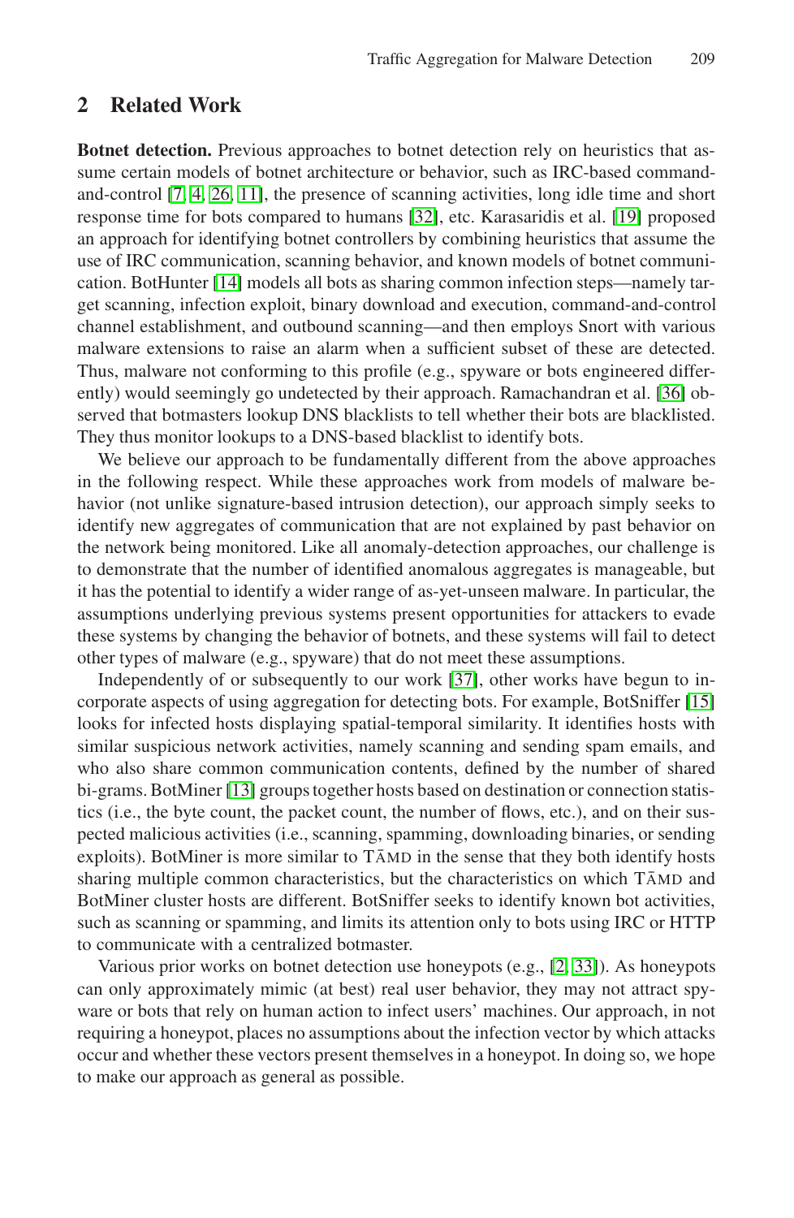## 2 Related Work

**Botnet detection.** Previous approaches to botnet detection rely on heuristics that assume certain models of botnet architecture or behavior, such as IRC-based command-and-control [7, 4, 26, 11], the presence of scanning activities, long idle time and short response time for bots compared to humans [32], etc. Karasaridis et al. [19] proposed an approach for identifying botnet controllers by combining heuristics that assume the use of IRC communication, scanning behavior, and known models of botnet communication. BotHunter [14] models all bots as sharing common infection steps—namely target scanning, infection exploit, binary download and execution, command-and-control channel establishment, and outbound scanning—and then employs Snort with various malware extensions to raise an alarm when a sufficient subset of these are detected. Thus, malware not conforming to this profile (e.g., spyware or bots engineered differently) would seemingly go undetected by their approach. Ramachandran et al. [36] observed that botmasters lookup DNS blacklists to tell whether their bots are blacklisted. They thus monitor lookups to a DNS-based blacklist to identify bots.

We believe our approach to be fundamentally different from the above approaches in the following respect. While these approaches work from models of malware behavior (not unlike signature-based intrusion detection), our approach simply seeks to identify new aggregates of communication that are not explained by past behavior on the network being monitored. Like all anomaly-detection approaches, our challenge is to demonstrate that the number of identified anomalous aggregates is manageable, but it has the potential to identify a wider range of as-yet-unseen malware. In particular, the assumptions underlying previous systems present opportunities for attackers to evade these systems by changing the behavior of botnets, and these systems will fail to detect other types of malware (e.g., spyware) that do not meet these assumptions.

Independently of or subsequently to our work [37], other works have begun to incorporate aspects of using aggregation for detecting bots. For example, BotSniffer [15] looks for infected hosts displaying spatial-temporal similarity. It identifies hosts with similar suspicious network activities, namely scanning and sending spam emails, and who also share common communication contents, defined by the number of shared bi-grams. BotMiner [13] groups together hosts based on destination or connection statistics (i.e., the byte count, the packet count, the number of flows, etc.), and on their suspected malicious activities (i.e., scanning, spamming, downloading binaries, or sending exploits). BotMiner is more similar to TĀMD in the sense that they both identify hosts sharing multiple common characteristics, but the characteristics on which TĀMD and BotMiner cluster hosts are different. BotSniffer seeks to identify known bot activities, such as scanning or spamming, and limits its attention only to bots using IRC or HTTP to communicate with a centralized botmaster.

Various prior works on botnet detection use honeypots (e.g., [2, 33]). As honeypots can only approximately mimic (at best) real user behavior, they may not attract spyware or bots that rely on human action to infect users' machines. Our approach, in not requiring a honeypot, places no assumptions about the infection vector by which attacks occur and whether these vectors present themselves in a honeypot. In doing so, we hope to make our approach as general as possible.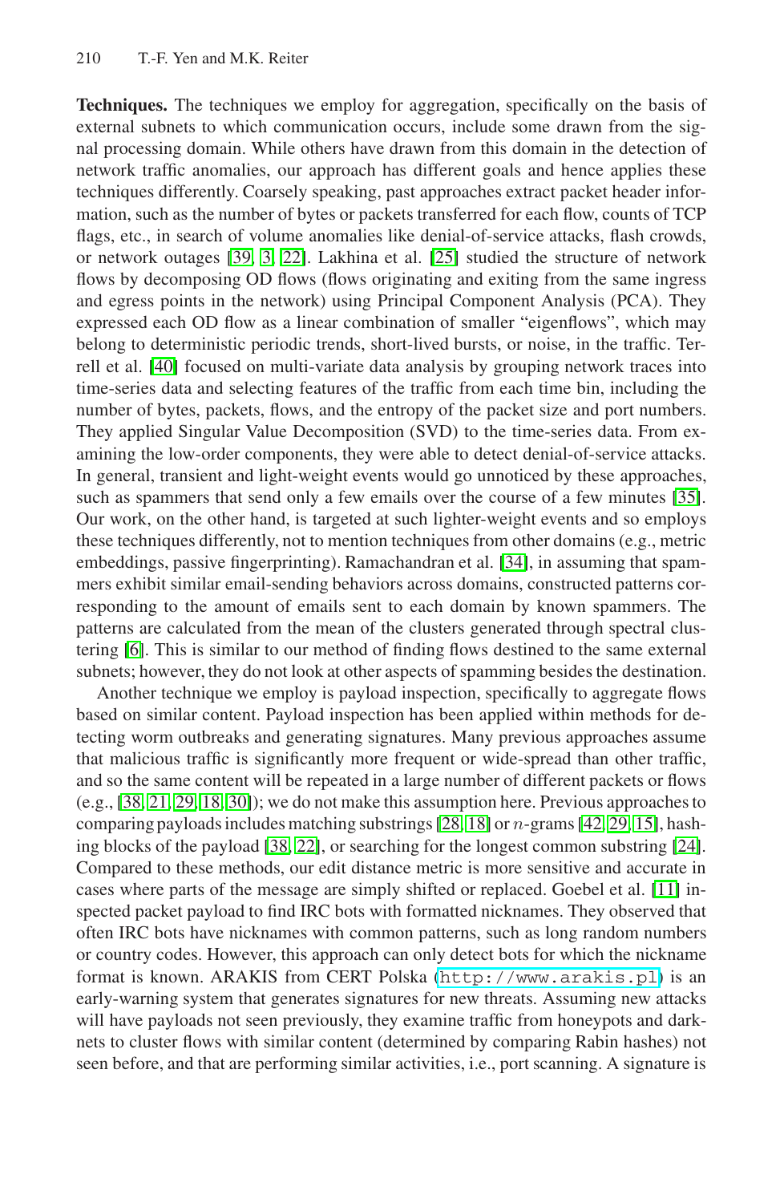**Techniques.** The techniques we employ for aggregation, specifically on the basis of external subnets to which communication occurs, include some drawn from the signal processing domain. While others have drawn from this domain in the detection of network traffic anomalies, our approach has different goals and hence applies these techniques differently. Coarsely speaking, past approaches extract packet header information, such as the number of bytes or packets transferred for each flow, counts of TCP flags, etc., in search of volume anomalies like denial-of-service attacks, flash crowds, or network outages [39, 3, 22]. Lakhina et al. [25] studied the structure of network flows by decomposing OD flows (flows originating and exiting from the same ingress and egress points in the network) using Principal Component Analysis (PCA). They expressed each OD flow as a linear combination of smaller "eigenflows", which may belong to deterministic periodic trends, short-lived bursts, or noise, in the traffic. Terrell et al. [40] focused on multi-variate data analysis by grouping network traces into time-series data and selecting features of the traffic from each time bin, including the number of bytes, packets, flows, and the entropy of the packet size and port numbers. They applied Singular Value Decomposition (SVD) to the time-series data. From examining the low-order components, they were able to detect denial-of-service attacks. In general, transient and light-weight events would go unnoticed by these approaches, such as spammers that send only a few emails over the course of a few minutes [35]. Our work, on the other hand, is targeted at such lighter-weight events and so employs these techniques differently, not to mention techniques from other domains (e.g., metric embeddings, passive fingerprinting). Ramachandran et al. [34], in assuming that spammers exhibit similar email-sending behaviors across domains, constructed patterns corresponding to the amount of emails sent to each domain by known spammers. The patterns are calculated from the mean of the clusters generated through spectral clustering [6]. This is similar to our method of finding flows destined to the same external subnets; however, they do not look at other aspects of spamming besides the destination.

Another technique we employ is payload inspection, specifically to aggregate flows based on similar content. Payload inspection has been applied within methods for detecting worm outbreaks and generating signatures. Many previous approaches assume that malicious traffic is significantly more frequent or wide-spread than other traffic, and so the same content will be repeated in a large number of different packets or flows (e.g., [38, 21, 29, 18, 30]); we do not make this assumption here. Previous approaches to comparing payloads includes matching substrings [28, 18] or $n$-grams [42, 29, 15], hashing blocks of the payload [38, 22], or searching for the longest common substring [24]. Compared to these methods, our edit distance metric is more sensitive and accurate in cases where parts of the message are simply shifted or replaced. Goebel et al. [11] inspected packet payload to find IRC bots with formatted nicknames. They observed that often IRC bots have nicknames with common patterns, such as long random numbers or country codes. However, this approach can only detect bots for which the nickname format is known. ARAKIS from CERT Polska (http://www.arakis.pl) is an early-warning system that generates signatures for new threats. Assuming new attacks will have payloads not seen previously, they examine traffic from honeypots and darknets to cluster flows with similar content (determined by comparing Rabin hashes) not seen before, and that are performing similar activities, i.e., port scanning. A signature is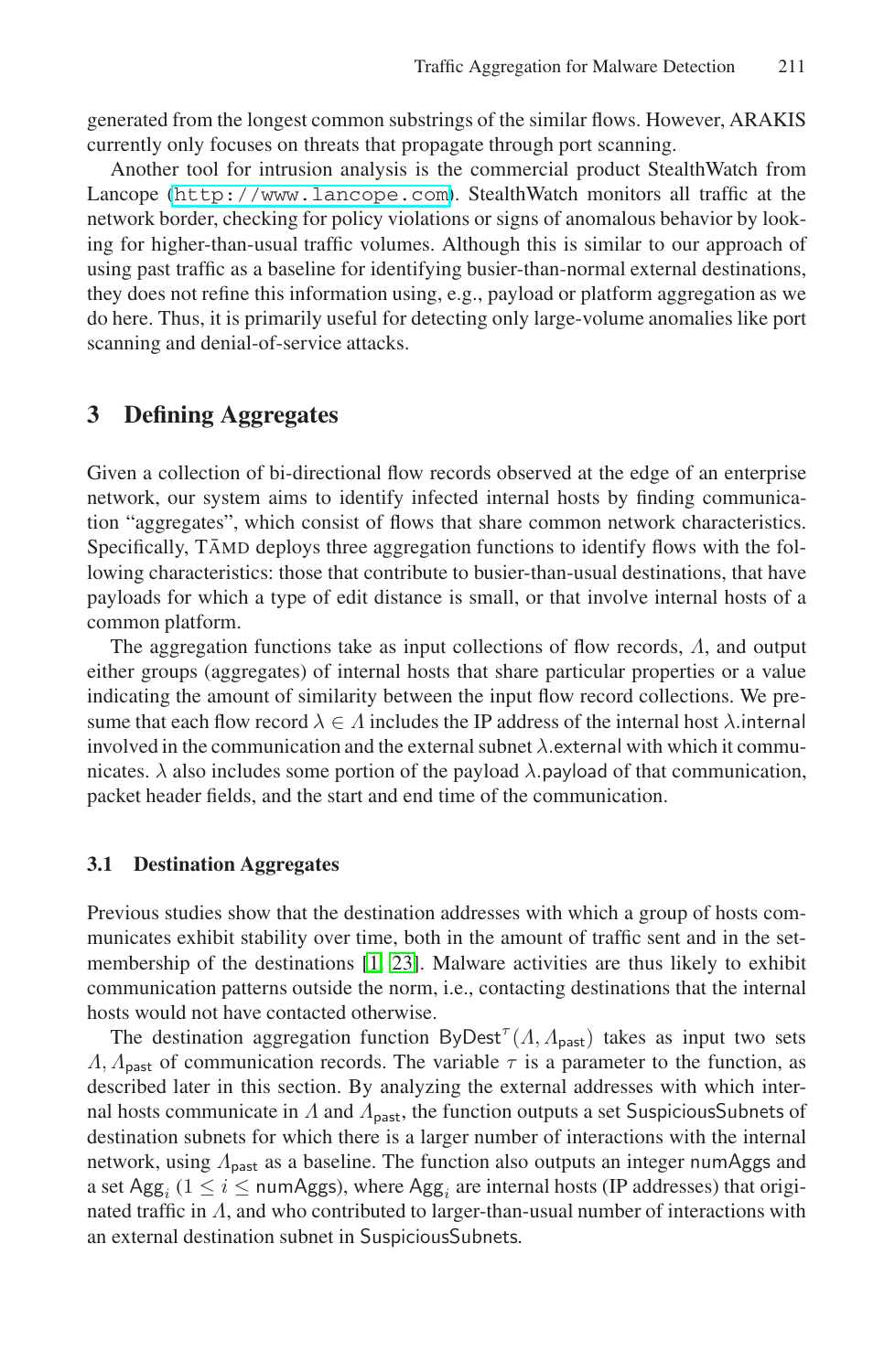generated from the longest common substrings of the similar flows. However, ARAKIS currently only focuses on threats that propagate through port scanning.

Another tool for intrusion analysis is the commercial product StealthWatch from Lancope (http://www.lancope.com). StealthWatch monitors all traffic at the network border, checking for policy violations or signs of anomalous behavior by looking for higher-than-usual traffic volumes. Although this is similar to our approach of using past traffic as a baseline for identifying busier-than-normal external destinations, they does not refine this information using, e.g., payload or platform aggregation as we do here. Thus, it is primarily useful for detecting only large-volume anomalies like port scanning and denial-of-service attacks.

## 3 Defining Aggregates

Given a collection of bi-directional flow records observed at the edge of an enterprise network, our system aims to identify infected internal hosts by finding communication "aggregates", which consist of flows that share common network characteristics. Specifically, TĀMD deploys three aggregation functions to identify flows with the following characteristics: those that contribute to busier-than-usual destinations, that have payloads for which a type of edit distance is small, or that involve internal hosts of a common platform.

The aggregation functions take as input collections of flow records, $\Lambda$, and output either groups (aggregates) of internal hosts that share particular properties or a value indicating the amount of similarity between the input flow record collections. We presume that each flow record $\lambda \in \Lambda$ includes the IP address of the internal host $\lambda.\mathsf{internal}$ involved in the communication and the external subnet $\lambda.\mathsf{external}$ with which it communicates. $\lambda$ also includes some portion of the payload $\lambda.\mathsf{payload}$ of that communication, packet header fields, and the start and end time of the communication.

### 3.1 Destination Aggregates

Previous studies show that the destination addresses with which a group of hosts communicates exhibit stability over time, both in the amount of traffic sent and in the set-membership of the destinations [1, 23]. Malware activities are thus likely to exhibit communication patterns outside the norm, i.e., contacting destinations that the internal hosts would not have contacted otherwise.

The destination aggregation function $\mathsf{ByDest}^{\tau}(\Lambda, \Lambda_{\mathsf{past}})$ takes as input two sets $\Lambda, \Lambda_{\mathsf{past}}$ of communication records. The variable $\tau$ is a parameter to the function, as described later in this section. By analyzing the external addresses with which internal hosts communicate in $\Lambda$ and $\Lambda_{\mathsf{past}}$, the function outputs a set $\mathsf{SuspiciousSubnets}$ of destination subnets for which there is a larger number of interactions with the internal network, using $\Lambda_{\mathsf{past}}$ as a baseline. The function also outputs an integer $\mathsf{numAggs}$ and a set $\mathsf{Agg}_i$ ($1 \leq i \leq \mathsf{numAggs}$), where $\mathsf{Agg}_i$ are internal hosts (IP addresses) that originated traffic in $\Lambda$, and who contributed to larger-than-usual number of interactions with an external destination subnet in $\mathsf{SuspiciousSubnets}$.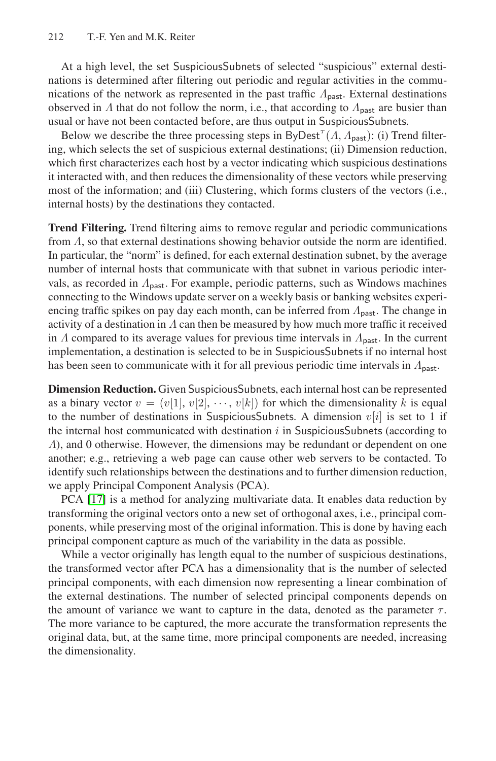At a high level, the set SuspiciousSubnets of selected "suspicious" external destinations is determined after filtering out periodic and regular activities in the communications of the network as represented in the past traffic $\Lambda_{\mathsf{past}}$. External destinations observed in $\Lambda$ that do not follow the norm, i.e., that according to $\Lambda_{\mathsf{past}}$ are busier than usual or have not been contacted before, are thus output in SuspiciousSubnets.

Below we describe the three processing steps in $\mathsf{ByDest}^{\tau}(\Lambda, \Lambda_{\mathsf{past}})$: (i) Trend filtering, which selects the set of suspicious external destinations; (ii) Dimension reduction, which first characterizes each host by a vector indicating which suspicious destinations it interacted with, and then reduces the dimensionality of these vectors while preserving most of the information; and (iii) Clustering, which forms clusters of the vectors (i.e., internal hosts) by the destinations they contacted.

**Trend Filtering.** Trend filtering aims to remove regular and periodic communications from $\Lambda$, so that external destinations showing behavior outside the norm are identified. In particular, the "norm" is defined, for each external destination subnet, by the average number of internal hosts that communicate with that subnet in various periodic intervals, as recorded in $\Lambda_{\mathsf{past}}$. For example, periodic patterns, such as Windows machines connecting to the Windows update server on a weekly basis or banking websites experiencing traffic spikes on pay day each month, can be inferred from $\Lambda_{\mathsf{past}}$. The change in activity of a destination in $\Lambda$ can then be measured by how much more traffic it received in $\Lambda$ compared to its average values for previous time intervals in $\Lambda_{\mathsf{past}}$. In the current implementation, a destination is selected to be in SuspiciousSubnets if no internal host has been seen to communicate with it for all previous periodic time intervals in $\Lambda_{\mathsf{past}}$.

**Dimension Reduction.** Given SuspiciousSubnets, each internal host can be represented as a binary vector $v = (v[1], v[2], \cdots, v[k])$ for which the dimensionality $k$ is equal to the number of destinations in SuspiciousSubnets. A dimension $v[i]$ is set to 1 if the internal host communicated with destination $i$ in SuspiciousSubnets (according to $\Lambda$), and 0 otherwise. However, the dimensions may be redundant or dependent on one another; e.g., retrieving a web page can cause other web servers to be contacted. To identify such relationships between the destinations and to further dimension reduction, we apply Principal Component Analysis (PCA).

PCA [17] is a method for analyzing multivariate data. It enables data reduction by transforming the original vectors onto a new set of orthogonal axes, i.e., principal components, while preserving most of the original information. This is done by having each principal component capture as much of the variability in the data as possible.

While a vector originally has length equal to the number of suspicious destinations, the transformed vector after PCA has a dimensionality that is the number of selected principal components, with each dimension now representing a linear combination of the external destinations. The number of selected principal components depends on the amount of variance we want to capture in the data, denoted as the parameter $\tau$. The more variance to be captured, the more accurate the transformation represents the original data, but, at the same time, more principal components are needed, increasing the dimensionality.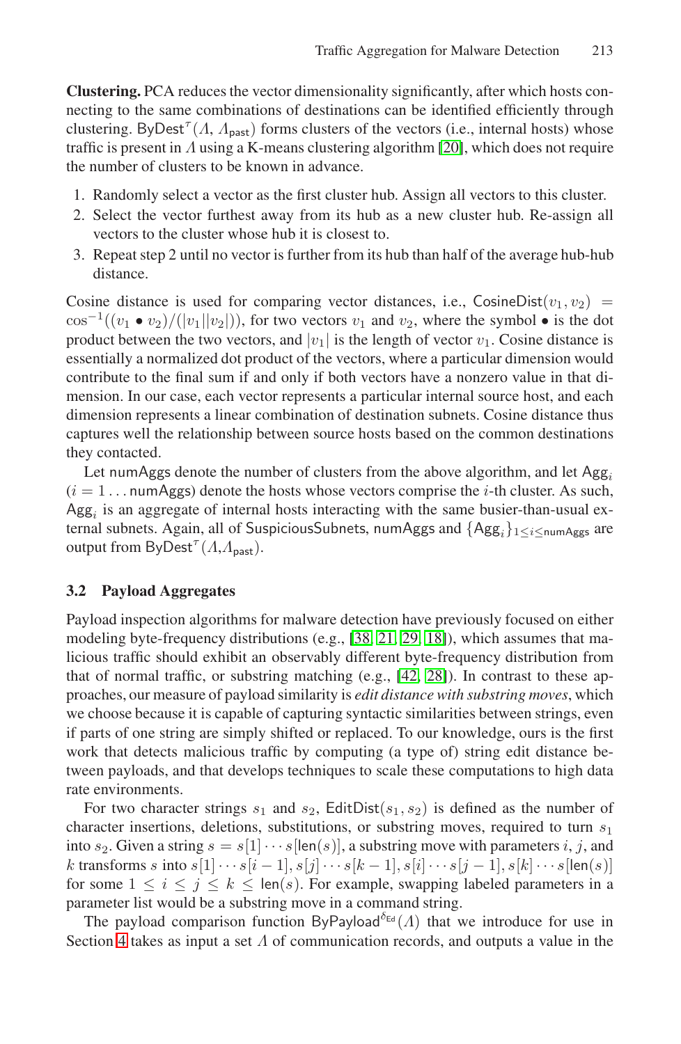**Clustering.** PCA reduces the vector dimensionality significantly, after which hosts connecting to the same combinations of destinations can be identified efficiently through clustering. $\mathsf{ByDest}^{\tau}(\Lambda, \Lambda_{\mathsf{past}})$ forms clusters of the vectors (i.e., internal hosts) whose traffic is present in $\Lambda$ using a K-means clustering algorithm [20], which does not require the number of clusters to be known in advance.

1. Randomly select a vector as the first cluster hub. Assign all vectors to this cluster.
2. Select the vector furthest away from its hub as a new cluster hub. Re-assign all vectors to the cluster whose hub it is closest to.
3. Repeat step 2 until no vector is further from its hub than half of the average hub-hub distance.

Cosine distance is used for comparing vector distances, i.e., $\mathsf{CosineDist}(v_1, v_2) = \cos^{-1}((v_1 \bullet v_2)/(|v_1||v_2|))$, for two vectors $v_1$ and $v_2$, where the symbol $\bullet$ is the dot product between the two vectors, and $|v_1|$ is the length of vector $v_1$. Cosine distance is essentially a normalized dot product of the vectors, where a particular dimension would contribute to the final sum if and only if both vectors have a nonzero value in that dimension. In our case, each vector represents a particular internal source host, and each dimension represents a linear combination of destination subnets. Cosine distance thus captures well the relationship between source hosts based on the common destinations they contacted.

Let $\mathsf{numAggs}$ denote the number of clusters from the above algorithm, and let $\mathsf{Agg}_i$ ($i = 1 \ldots \mathsf{numAggs}$) denote the hosts whose vectors comprise the $i$-th cluster. As such, $\mathsf{Agg}_i$ is an aggregate of internal hosts interacting with the same busier-than-usual external subnets. Again, all of $\mathsf{SuspiciousSubnets}$, $\mathsf{numAggs}$ and $\{\mathsf{Agg}_i\}_{1 \le i \le \mathsf{numAggs}}$ are output from $\mathsf{ByDest}^{\tau}(\Lambda, \Lambda_{\mathsf{past}})$.

### 3.2 Payload Aggregates

Payload inspection algorithms for malware detection have previously focused on either modeling byte-frequency distributions (e.g., [38, 21, 29, 18]), which assumes that malicious traffic should exhibit an observably different byte-frequency distribution from that of normal traffic, or substring matching (e.g., [42, 28]). In contrast to these approaches, our measure of payload similarity is *edit distance with substring moves*, which we choose because it is capable of capturing syntactic similarities between strings, even if parts of one string are simply shifted or replaced. To our knowledge, ours is the first work that detects malicious traffic by computing (a type of) string edit distance between payloads, and that develops techniques to scale these computations to high data rate environments.

For two character strings $s_1$ and $s_2$, $\mathsf{EditDist}(s_1, s_2)$ is defined as the number of character insertions, deletions, substitutions, or substring moves, required to turn $s_1$ into $s_2$. Given a string $s = s[1] \cdots s[\mathsf{len}(s)]$, a substring move with parameters $i$, $j$, and $k$ transforms $s$ into $s[1] \cdots s[i-1], s[j] \cdots s[k-1], s[i] \cdots s[j-1], s[k] \cdots s[\mathsf{len}(s)]$ for some $1 \le i \le j \le k \le \mathsf{len}(s)$. For example, swapping labeled parameters in a parameter list would be a substring move in a command string.

The payload comparison function $\mathsf{ByPayload}^{\delta_{\mathsf{Ed}}}(\Lambda)$ that we introduce for use in Section 4 takes as input a set $\Lambda$ of communication records, and outputs a value in the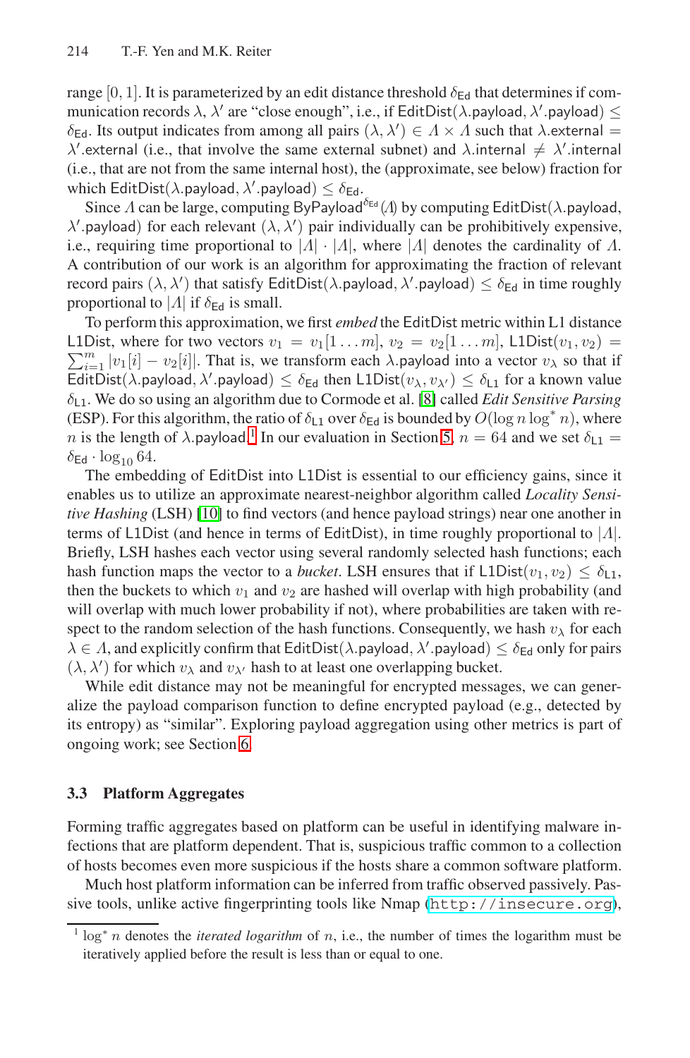range $[0, 1]$. It is parameterized by an edit distance threshold $\delta_{\mathsf{Ed}}$ that determines if communication records $\lambda$, $\lambda'$ are "close enough", i.e., if $\mathsf{EditDist}(\lambda.\mathsf{payload}, \lambda'.\mathsf{payload}) \leq \delta_{\mathsf{Ed}}$. Its output indicates from among all pairs $(\lambda, \lambda') \in \Lambda \times \Lambda$ such that $\lambda.\mathsf{external} = \lambda'.\mathsf{external}$ (i.e., that involve the same external subnet) and $\lambda.\mathsf{internal} \neq \lambda'.\mathsf{internal}$ (i.e., that are not from the same internal host), the (approximate, see below) fraction for which $\mathsf{EditDist}(\lambda.\mathsf{payload}, \lambda'.\mathsf{payload}) \leq \delta_{\mathsf{Ed}}$.

Since $\Lambda$ can be large, computing $\mathsf{ByPayload}^{\delta_{\mathsf{Ed}}}(\Lambda)$ by computing $\mathsf{EditDist}(\lambda.\mathsf{payload}, \lambda'.\mathsf{payload})$ for each relevant $(\lambda, \lambda')$ pair individually can be prohibitively expensive, i.e., requiring time proportional to $|\Lambda| \cdot |\Lambda|$, where $|\Lambda|$ denotes the cardinality of $\Lambda$. A contribution of our work is an algorithm for approximating the fraction of relevant record pairs $(\lambda, \lambda')$ that satisfy $\mathsf{EditDist}(\lambda.\mathsf{payload}, \lambda'.\mathsf{payload}) \leq \delta_{\mathsf{Ed}}$ in time roughly proportional to $|\Lambda|$ if $\delta_{\mathsf{Ed}}$ is small.

To perform this approximation, we first *embed* the EditDist metric within L1 distance L1Dist, where for two vectors $v_1 = v_1[1 \ldots m]$, $v_2 = v_2[1 \ldots m]$, $\mathsf{L1Dist}(v_1, v_2) = \sum_{i=1}^{m} |v_1[i] - v_2[i]|$. That is, we transform each $\lambda.\mathsf{payload}$ into a vector $v_\lambda$ so that if $\mathsf{EditDist}(\lambda.\mathsf{payload}, \lambda'.\mathsf{payload}) \leq \delta_{\mathsf{Ed}}$ then $\mathsf{L1Dist}(v_\lambda, v_{\lambda'}) \leq \delta_{\mathsf{L1}}$ for a known value $\delta_{\mathsf{L1}}$. We do so using an algorithm due to Cormode et al. [8] called *Edit Sensitive Parsing* (ESP). For this algorithm, the ratio of $\delta_{\mathsf{L1}}$ over $\delta_{\mathsf{Ed}}$ is bounded by $O(\log n \log^* n)$, where $n$ is the length of $\lambda.\mathsf{payload}$.[1] In our evaluation in Section 5, $n = 64$ and we set $\delta_{\mathsf{L1}} = \delta_{\mathsf{Ed}} \cdot \log_{10} 64$.

The embedding of EditDist into L1Dist is essential to our efficiency gains, since it enables us to utilize an approximate nearest-neighbor algorithm called *Locality Sensitive Hashing* (LSH) [10] to find vectors (and hence payload strings) near one another in terms of L1Dist (and hence in terms of EditDist), in time roughly proportional to $|\Lambda|$. Briefly, LSH hashes each vector using several randomly selected hash functions; each hash function maps the vector to a *bucket*. LSH ensures that if $\mathsf{L1Dist}(v_1, v_2) \leq \delta_{\mathsf{L1}}$, then the buckets to which $v_1$ and $v_2$ are hashed will overlap with high probability (and will overlap with much lower probability if not), where probabilities are taken with respect to the random selection of the hash functions. Consequently, we hash $v_\lambda$ for each $\lambda \in \Lambda$, and explicitly confirm that $\mathsf{EditDist}(\lambda.\mathsf{payload}, \lambda'.\mathsf{payload}) \leq \delta_{\mathsf{Ed}}$ only for pairs $(\lambda, \lambda')$ for which $v_\lambda$ and $v_{\lambda'}$ hash to at least one overlapping bucket.

While edit distance may not be meaningful for encrypted messages, we can generalize the payload comparison function to define encrypted payload (e.g., detected by its entropy) as "similar". Exploring payload aggregation using other metrics is part of ongoing work; see Section 6.

### 3.3 Platform Aggregates

Forming traffic aggregates based on platform can be useful in identifying malware infections that are platform dependent. That is, suspicious traffic common to a collection of hosts becomes even more suspicious if the hosts share a common software platform.

Much host platform information can be inferred from traffic observed passively. Passive tools, unlike active fingerprinting tools like Nmap (`http://insecure.org`),

[1] $\log^* n$ denotes the *iterated logarithm* of $n$, i.e., the number of times the logarithm must be iteratively applied before the result is less than or equal to one.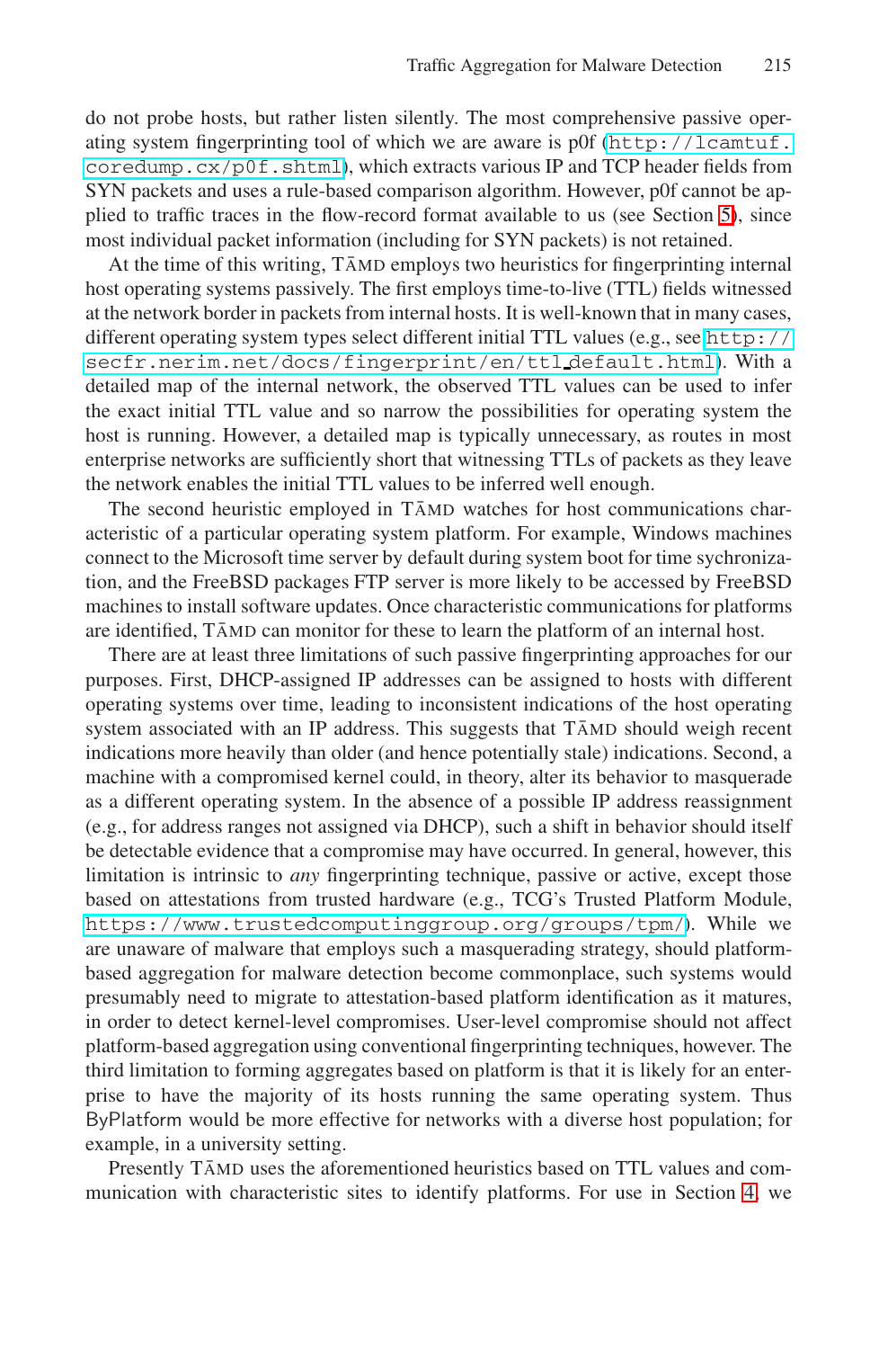do not probe hosts, but rather listen silently. The most comprehensive passive operating system fingerprinting tool of which we are aware is p0f (http://lcamtuf.coredump.cx/p0f.shtml), which extracts various IP and TCP header fields from SYN packets and uses a rule-based comparison algorithm. However, p0f cannot be applied to traffic traces in the flow-record format available to us (see Section 5), since most individual packet information (including for SYN packets) is not retained.

At the time of this writing, TĀMD employs two heuristics for fingerprinting internal host operating systems passively. The first employs time-to-live (TTL) fields witnessed at the network border in packets from internal hosts. It is well-known that in many cases, different operating system types select different initial TTL values (e.g., see http://secfr.nerim.net/docs/fingerprint/en/ttl_default.html). With a detailed map of the internal network, the observed TTL values can be used to infer the exact initial TTL value and so narrow the possibilities for operating system the host is running. However, a detailed map is typically unnecessary, as routes in most enterprise networks are sufficiently short that witnessing TTLs of packets as they leave the network enables the initial TTL values to be inferred well enough.

The second heuristic employed in TĀMD watches for host communications characteristic of a particular operating system platform. For example, Windows machines connect to the Microsoft time server by default during system boot for time sychronization, and the FreeBSD packages FTP server is more likely to be accessed by FreeBSD machines to install software updates. Once characteristic communications for platforms are identified, TĀMD can monitor for these to learn the platform of an internal host.

There are at least three limitations of such passive fingerprinting approaches for our purposes. First, DHCP-assigned IP addresses can be assigned to hosts with different operating systems over time, leading to inconsistent indications of the host operating system associated with an IP address. This suggests that TĀMD should weigh recent indications more heavily than older (and hence potentially stale) indications. Second, a machine with a compromised kernel could, in theory, alter its behavior to masquerade as a different operating system. In the absence of a possible IP address reassignment (e.g., for address ranges not assigned via DHCP), such a shift in behavior should itself be detectable evidence that a compromise may have occurred. In general, however, this limitation is intrinsic to *any* fingerprinting technique, passive or active, except those based on attestations from trusted hardware (e.g., TCG's Trusted Platform Module, https://www.trustedcomputinggroup.org/groups/tpm/). While we are unaware of malware that employs such a masquerading strategy, should platform-based aggregation for malware detection become commonplace, such systems would presumably need to migrate to attestation-based platform identification as it matures, in order to detect kernel-level compromises. User-level compromise should not affect platform-based aggregation using conventional fingerprinting techniques, however. The third limitation to forming aggregates based on platform is that it is likely for an enterprise to have the majority of its hosts running the same operating system. Thus ByPlatform would be more effective for networks with a diverse host population; for example, in a university setting.

Presently TĀMD uses the aforementioned heuristics based on TTL values and communication with characteristic sites to identify platforms. For use in Section 4, we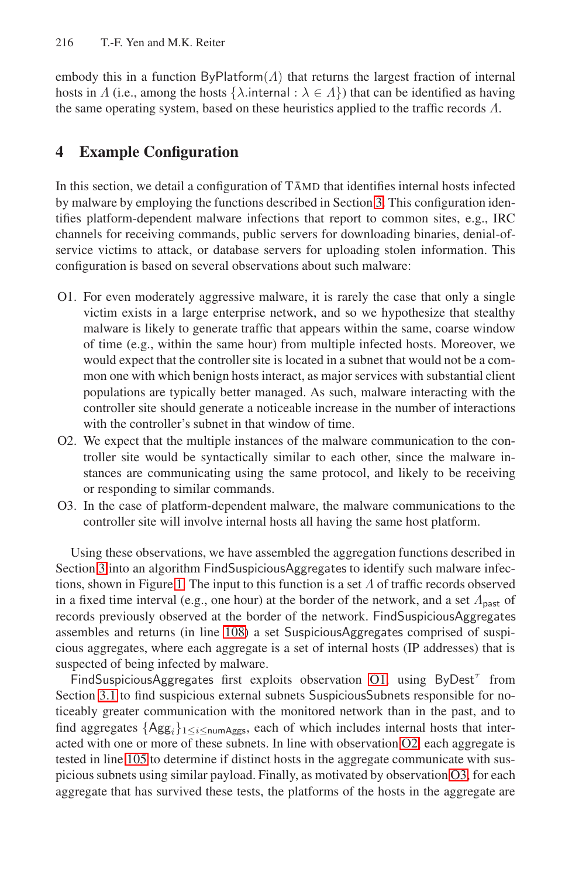embody this in a function ByPlatform($\Lambda$) that returns the largest fraction of internal hosts in $\Lambda$ (i.e., among the hosts $\{\lambda.\text{internal} : \lambda \in \Lambda\}$) that can be identified as having the same operating system, based on these heuristics applied to the traffic records $\Lambda$.

## 4 Example Configuration

In this section, we detail a configuration of TĀMD that identifies internal hosts infected by malware by employing the functions described in Section 3. This configuration identifies platform-dependent malware infections that report to common sites, e.g., IRC channels for receiving commands, public servers for downloading binaries, denial-of-service victims to attack, or database servers for uploading stolen information. This configuration is based on several observations about such malware:

O1. For even moderately aggressive malware, it is rarely the case that only a single victim exists in a large enterprise network, and so we hypothesize that stealthy malware is likely to generate traffic that appears within the same, coarse window of time (e.g., within the same hour) from multiple infected hosts. Moreover, we would expect that the controller site is located in a subnet that would not be a common one with which benign hosts interact, as major services with substantial client populations are typically better managed. As such, malware interacting with the controller site should generate a noticeable increase in the number of interactions with the controller's subnet in that window of time.

O2. We expect that the multiple instances of the malware communication to the controller site would be syntactically similar to each other, since the malware instances are communicating using the same protocol, and likely to be receiving or responding to similar commands.

O3. In the case of platform-dependent malware, the malware communications to the controller site will involve internal hosts all having the same host platform.

Using these observations, we have assembled the aggregation functions described in Section 3 into an algorithm FindSuspiciousAggregates to identify such malware infections, shown in Figure 1. The input to this function is a set $\Lambda$ of traffic records observed in a fixed time interval (e.g., one hour) at the border of the network, and a set $\Lambda_{\text{past}}$ of records previously observed at the border of the network. FindSuspiciousAggregates assembles and returns (in line 108) a set SuspiciousAggregates comprised of suspicious aggregates, where each aggregate is a set of internal hosts (IP addresses) that is suspected of being infected by malware.

FindSuspiciousAggregates first exploits observation O1, using ByDest$^{\tau}$ from Section 3.1 to find suspicious external subnets SuspiciousSubnets responsible for noticeably greater communication with the monitored network than in the past, and to find aggregates $\{\text{Agg}_i\}_{1 \le i \le \text{numAggs}}$, each of which includes internal hosts that interacted with one or more of these subnets. In line with observation O2, each aggregate is tested in line 105 to determine if distinct hosts in the aggregate communicate with suspicious subnets using similar payload. Finally, as motivated by observation O3, for each aggregate that has survived these tests, the platforms of the hosts in the aggregate are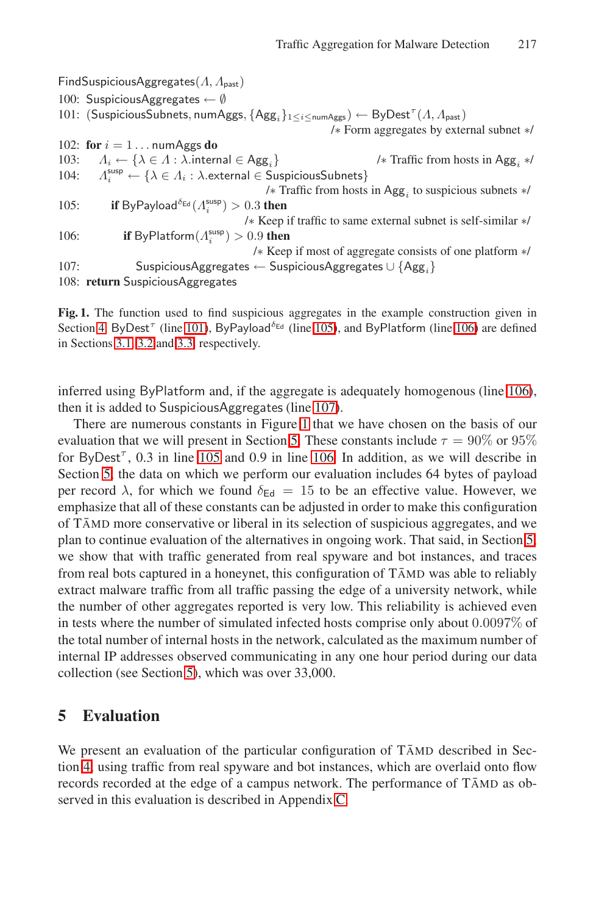```
FindSuspiciousAggregates(Λ, Λ_past)
100: SuspiciousAggregates ← ∅
101: (SuspiciousSubnets, numAggs, {Agg_i}_{1≤i≤numAggs}) ← ByDest^τ(Λ, Λ_past)
                                              /∗ Form aggregates by external subnet ∗/
102: for i = 1 . . . numAggs do
103:   Λ_i ← {λ ∈ Λ : λ.internal ∈ Agg_i}           /∗ Traffic from hosts in Agg_i ∗/
104:   Λ_i^susp ← {λ ∈ Λ_i : λ.external ∈ SuspiciousSubnets}
                                  /∗ Traffic from hosts in Agg_i to suspicious subnets ∗/
105:     if ByPayload^δEd(Λ_i^susp) > 0.3 then
                               /∗ Keep if traffic to same external subnet is self-similar ∗/
106:       if ByPlatform(Λ_i^susp) > 0.9 then
                                   /∗ Keep if most of aggregate consists of one platform ∗/
107:         SuspiciousAggregates ← SuspiciousAggregates ∪ {Agg_i}
108: return SuspiciousAggregates
```

**Fig. 1.** The function used to find suspicious aggregates in the example construction given in Section 4. ByDest$^\tau$ (line 101), ByPayload$^{\delta_{\mathsf{Ed}}}$ (line 105), and ByPlatform (line 106) are defined in Sections 3.1, 3.2 and 3.3, respectively.

inferred using ByPlatform and, if the aggregate is adequately homogenous (line 106), then it is added to SuspiciousAggregates (line 107).

There are numerous constants in Figure 1 that we have chosen on the basis of our evaluation that we will present in Section 5. These constants include $\tau = 90\%$ or $95\%$ for ByDest$^\tau$, 0.3 in line 105 and 0.9 in line 106. In addition, as we will describe in Section 5, the data on which we perform our evaluation includes 64 bytes of payload per record $\lambda$, for which we found $\delta_{\mathsf{Ed}} = 15$ to be an effective value. However, we emphasize that all of these constants can be adjusted in order to make this configuration of TĀMD more conservative or liberal in its selection of suspicious aggregates, and we plan to continue evaluation of the alternatives in ongoing work. That said, in Section 5, we show that with traffic generated from real spyware and bot instances, and traces from real bots captured in a honeynet, this configuration of TĀMD was able to reliably extract malware traffic from all traffic passing the edge of a university network, while the number of other aggregates reported is very low. This reliability is achieved even in tests where the number of simulated infected hosts comprise only about $0.0097\%$ of the total number of internal hosts in the network, calculated as the maximum number of internal IP addresses observed communicating in any one hour period during our data collection (see Section 5), which was over 33,000.

## 5 Evaluation

We present an evaluation of the particular configuration of TĀMD described in Section 4, using traffic from real spyware and bot instances, which are overlaid onto flow records recorded at the edge of a campus network. The performance of TĀMD as observed in this evaluation is described in Appendix C.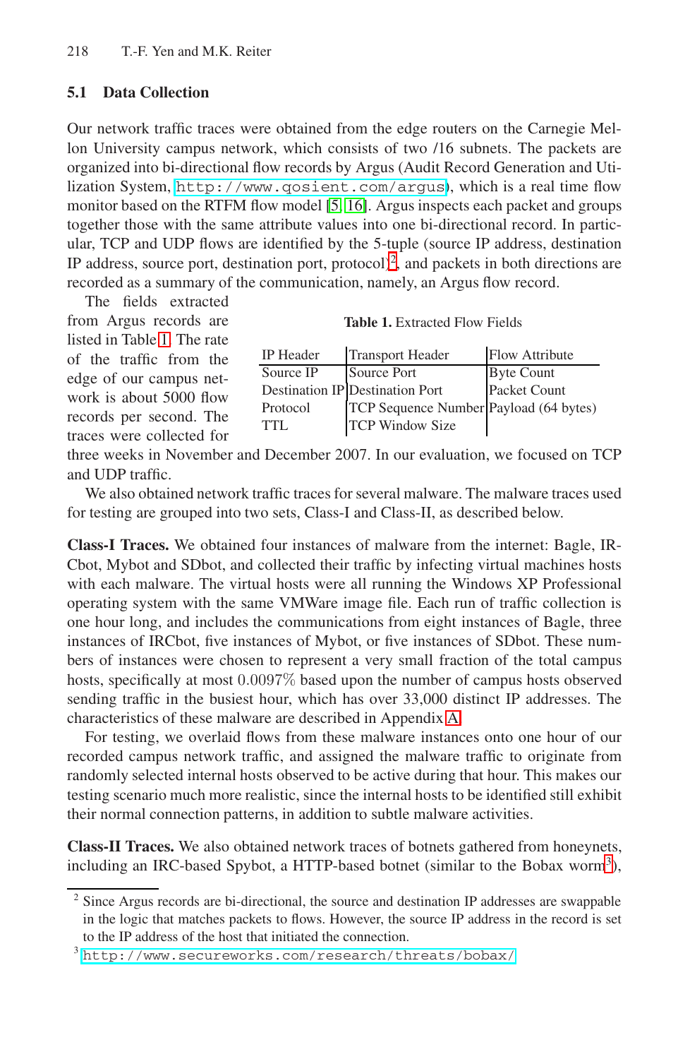### 5.1 Data Collection

Our network traffic traces were obtained from the edge routers on the Carnegie Mellon University campus network, which consists of two /16 subnets. The packets are organized into bi-directional flow records by Argus (Audit Record Generation and Utilization System, http://www.qosient.com/argus), which is a real time flow monitor based on the RTFM flow model [5, 16]. Argus inspects each packet and groups together those with the same attribute values into one bi-directional record. In particular, TCP and UDP flows are identified by the 5-tuple (source IP address, destination IP address, source port, destination port, protocol)[2], and packets in both directions are recorded as a summary of the communication, namely, an Argus flow record.

The fields extracted from Argus records are listed in Table 1. The rate of the traffic from the edge of our campus network is about 5000 flow records per second. The traces were collected for three weeks in November and December 2007. In our evaluation, we focused on TCP and UDP traffic.

**Table 1.** Extracted Flow Fields

| IP Header | Transport Header | Flow Attribute |
|---|---|---|
| Source IP | Source Port | Byte Count |
| Destination IP | Destination Port | Packet Count |
| Protocol | TCP Sequence Number | Payload (64 bytes) |
| TTL | TCP Window Size | |

We also obtained network traffic traces for several malware. The malware traces used for testing are grouped into two sets, Class-I and Class-II, as described below.

**Class-I Traces.** We obtained four instances of malware from the internet: Bagle, IRCbot, Mybot and SDbot, and collected their traffic by infecting virtual machines hosts with each malware. The virtual hosts were all running the Windows XP Professional operating system with the same VMWare image file. Each run of traffic collection is one hour long, and includes the communications from eight instances of Bagle, three instances of IRCbot, five instances of Mybot, or five instances of SDbot. These numbers of instances were chosen to represent a very small fraction of the total campus hosts, specifically at most $0.0097\%$ based upon the number of campus hosts observed sending traffic in the busiest hour, which has over 33,000 distinct IP addresses. The characteristics of these malware are described in Appendix A.

For testing, we overlaid flows from these malware instances onto one hour of our recorded campus network traffic, and assigned the malware traffic to originate from randomly selected internal hosts observed to be active during that hour. This makes our testing scenario much more realistic, since the internal hosts to be identified still exhibit their normal connection patterns, in addition to subtle malware activities.

**Class-II Traces.** We also obtained network traces of botnets gathered from honeynets, including an IRC-based Spybot, a HTTP-based botnet (similar to the Bobax worm[3]),

[2] Since Argus records are bi-directional, the source and destination IP addresses are swappable in the logic that matches packets to flows. However, the source IP address in the record is set to the IP address of the host that initiated the connection.

[3] http://www.secureworks.com/research/threats/bobax/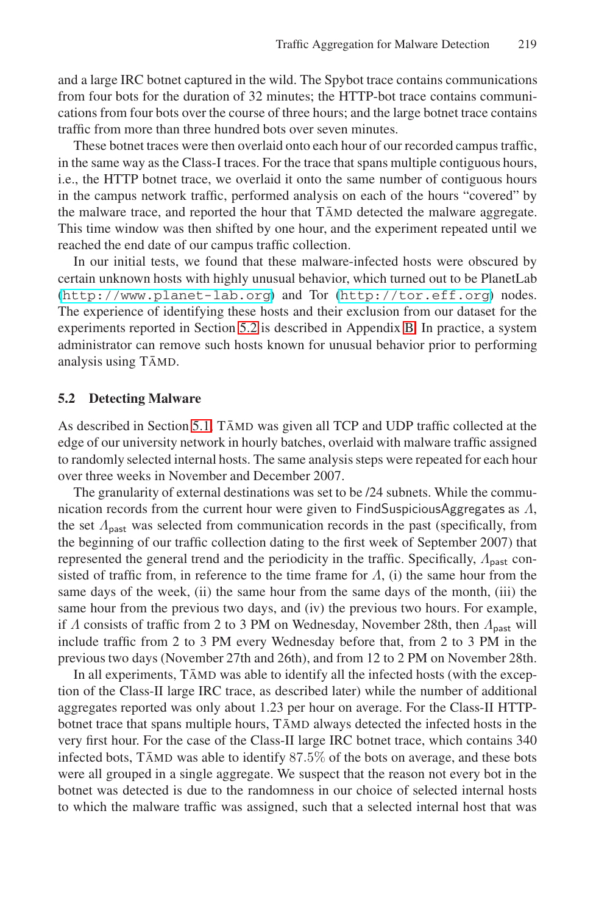and a large IRC botnet captured in the wild. The Spybot trace contains communications from four bots for the duration of 32 minutes; the HTTP-bot trace contains communications from four bots over the course of three hours; and the large botnet trace contains traffic from more than three hundred bots over seven minutes.

These botnet traces were then overlaid onto each hour of our recorded campus traffic, in the same way as the Class-I traces. For the trace that spans multiple contiguous hours, i.e., the HTTP botnet trace, we overlaid it onto the same number of contiguous hours in the campus network traffic, performed analysis on each of the hours "covered" by the malware trace, and reported the hour that TĀMD detected the malware aggregate. This time window was then shifted by one hour, and the experiment repeated until we reached the end date of our campus traffic collection.

In our initial tests, we found that these malware-infected hosts were obscured by certain unknown hosts with highly unusual behavior, which turned out to be PlanetLab (`http://www.planet-lab.org`) and Tor (`http://tor.eff.org`) nodes. The experience of identifying these hosts and their exclusion from our dataset for the experiments reported in Section 5.2 is described in Appendix B. In practice, a system administrator can remove such hosts known for unusual behavior prior to performing analysis using TĀMD.

### 5.2 Detecting Malware

As described in Section 5.1, TĀMD was given all TCP and UDP traffic collected at the edge of our university network in hourly batches, overlaid with malware traffic assigned to randomly selected internal hosts. The same analysis steps were repeated for each hour over three weeks in November and December 2007.

The granularity of external destinations was set to be /24 subnets. While the communication records from the current hour were given to FindSuspiciousAggregates as $\Lambda$, the set $\Lambda_{\mathsf{past}}$ was selected from communication records in the past (specifically, from the beginning of our traffic collection dating to the first week of September 2007) that represented the general trend and the periodicity in the traffic. Specifically, $\Lambda_{\mathsf{past}}$ consisted of traffic from, in reference to the time frame for $\Lambda$, (i) the same hour from the same days of the week, (ii) the same hour from the same days of the month, (iii) the same hour from the previous two days, and (iv) the previous two hours. For example, if $\Lambda$ consists of traffic from 2 to 3 PM on Wednesday, November 28th, then $\Lambda_{\mathsf{past}}$ will include traffic from 2 to 3 PM every Wednesday before that, from 2 to 3 PM in the previous two days (November 27th and 26th), and from 12 to 2 PM on November 28th.

In all experiments, TĀMD was able to identify all the infected hosts (with the exception of the Class-II large IRC trace, as described later) while the number of additional aggregates reported was only about 1.23 per hour on average. For the Class-II HTTP-botnet trace that spans multiple hours, TĀMD always detected the infected hosts in the very first hour. For the case of the Class-II large IRC botnet trace, which contains 340 infected bots, TĀMD was able to identify 87.5% of the bots on average, and these bots were all grouped in a single aggregate. We suspect that the reason not every bot in the botnet was detected is due to the randomness in our choice of selected internal hosts to which the malware traffic was assigned, such that a selected internal host that was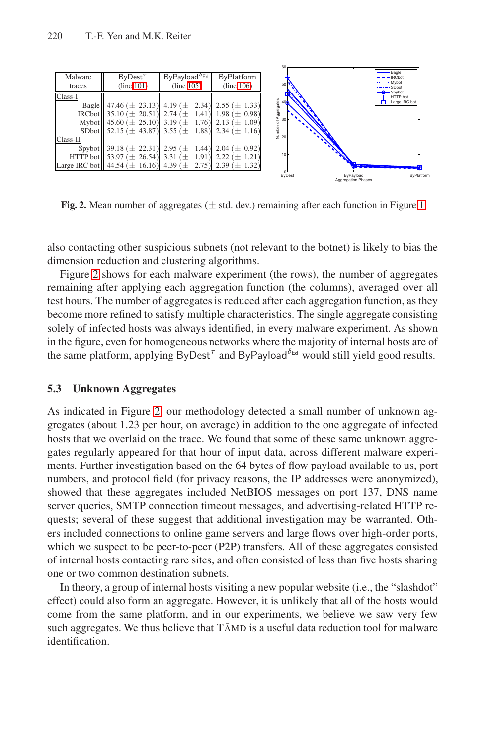| Malware traces | ByDest$^{\tau}$ (line 101) | ByPayload$^{\delta_{Ed}}$ (line 105) | ByPlatform (line 106) |
|---|---|---|---|
| Class-I | | | |
| Bagle | 47.46 (± 23.13) | 4.19 (± 2.34) | 2.55 (± 1.33) |
| IRCbot | 35.10 (± 20.51) | 2.74 (± 1.41) | 1.98 (± 0.98) |
| Mybot | 45.60 (± 25.10) | 3.19 (± 1.76) | 2.13 (± 1.09) |
| SDbot | 52.15 (± 43.87) | 3.55 (± 1.88) | 2.34 (± 1.16) |
| Class-II | | | |
| Spybot | 39.18 (± 22.31) | 2.95 (± 1.44) | 2.04 (± 0.92) |
| HTTP bot | 53.97 (± 26.54) | 3.31 (± 1.91) | 2.22 (± 1.21) |
| Large IRC bot | 44.54 (± 16.16) | 4.39 (± 2.75) | 2.39 (± 1.32) |

**Fig. 2.** Mean number of aggregates (± std. dev.) remaining after each function in Figure 1

also contacting other suspicious subnets (not relevant to the botnet) is likely to bias the dimension reduction and clustering algorithms.

Figure 2 shows for each malware experiment (the rows), the number of aggregates remaining after applying each aggregation function (the columns), averaged over all test hours. The number of aggregates is reduced after each aggregation function, as they become more refined to satisfy multiple characteristics. The single aggregate consisting solely of infected hosts was always identified, in every malware experiment. As shown in the figure, even for homogeneous networks where the majority of internal hosts are of the same platform, applying ByDest$^{\tau}$ and ByPayload$^{\delta_{Ed}}$ would still yield good results.

### 5.3 Unknown Aggregates

As indicated in Figure 2, our methodology detected a small number of unknown aggregates (about 1.23 per hour, on average) in addition to the one aggregate of infected hosts that we overlaid on the trace. We found that some of these same unknown aggregates regularly appeared for that hour of input data, across different malware experiments. Further investigation based on the 64 bytes of flow payload available to us, port numbers, and protocol field (for privacy reasons, the IP addresses were anonymized), showed that these aggregates included NetBIOS messages on port 137, DNS name server queries, SMTP connection timeout messages, and advertising-related HTTP requests; several of these suggest that additional investigation may be warranted. Others included connections to online game servers and large flows over high-order ports, which we suspect to be peer-to-peer (P2P) transfers. All of these aggregates consisted of internal hosts contacting rare sites, and often consisted of less than five hosts sharing one or two common destination subnets.

In theory, a group of internal hosts visiting a new popular website (i.e., the "slashdot" effect) could also form an aggregate. However, it is unlikely that all of the hosts would come from the same platform, and in our experiments, we believe we saw very few such aggregates. We thus believe that TĀMD is a useful data reduction tool for malware identification.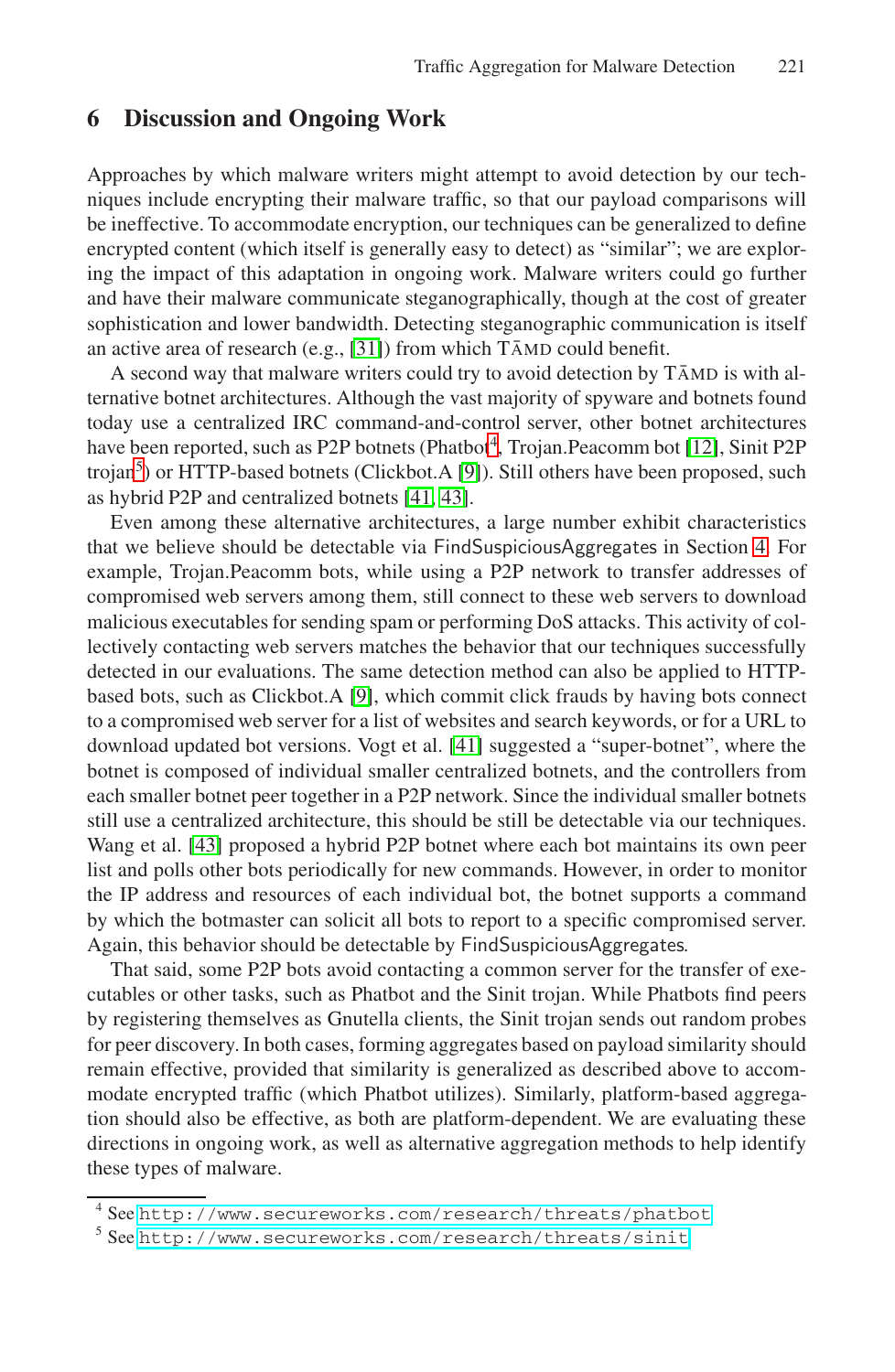## 6 Discussion and Ongoing Work

Approaches by which malware writers might attempt to avoid detection by our techniques include encrypting their malware traffic, so that our payload comparisons will be ineffective. To accommodate encryption, our techniques can be generalized to define encrypted content (which itself is generally easy to detect) as "similar"; we are exploring the impact of this adaptation in ongoing work. Malware writers could go further and have their malware communicate steganographically, though at the cost of greater sophistication and lower bandwidth. Detecting steganographic communication is itself an active area of research (e.g., [31]) from which TĀMD could benefit.

A second way that malware writers could try to avoid detection by TĀMD is with alternative botnet architectures. Although the vast majority of spyware and botnets found today use a centralized IRC command-and-control server, other botnet architectures have been reported, such as P2P botnets (Phatbot[4], Trojan.Peacomm bot [12], Sinit P2P trojan[5]) or HTTP-based botnets (Clickbot.A [9]). Still others have been proposed, such as hybrid P2P and centralized botnets [41, 43].

Even among these alternative architectures, a large number exhibit characteristics that we believe should be detectable via FindSuspiciousAggregates in Section 4. For example, Trojan.Peacomm bots, while using a P2P network to transfer addresses of compromised web servers among them, still connect to these web servers to download malicious executables for sending spam or performing DoS attacks. This activity of collectively contacting web servers matches the behavior that our techniques successfully detected in our evaluations. The same detection method can also be applied to HTTP-based bots, such as Clickbot.A [9], which commit click frauds by having bots connect to a compromised web server for a list of websites and search keywords, or for a URL to download updated bot versions. Vogt et al. [41] suggested a "super-botnet", where the botnet is composed of individual smaller centralized botnets, and the controllers from each smaller botnet peer together in a P2P network. Since the individual smaller botnets still use a centralized architecture, this should be still be detectable via our techniques. Wang et al. [43] proposed a hybrid P2P botnet where each bot maintains its own peer list and polls other bots periodically for new commands. However, in order to monitor the IP address and resources of each individual bot, the botnet supports a command by which the botmaster can solicit all bots to report to a specific compromised server. Again, this behavior should be detectable by FindSuspiciousAggregates.

That said, some P2P bots avoid contacting a common server for the transfer of executables or other tasks, such as Phatbot and the Sinit trojan. While Phatbots find peers by registering themselves as Gnutella clients, the Sinit trojan sends out random probes for peer discovery. In both cases, forming aggregates based on payload similarity should remain effective, provided that similarity is generalized as described above to accommodate encrypted traffic (which Phatbot utilizes). Similarly, platform-based aggregation should also be effective, as both are platform-dependent. We are evaluating these directions in ongoing work, as well as alternative aggregation methods to help identify these types of malware.

---

[4] See http://www.secureworks.com/research/threats/phatbot

[5] See http://www.secureworks.com/research/threats/sinit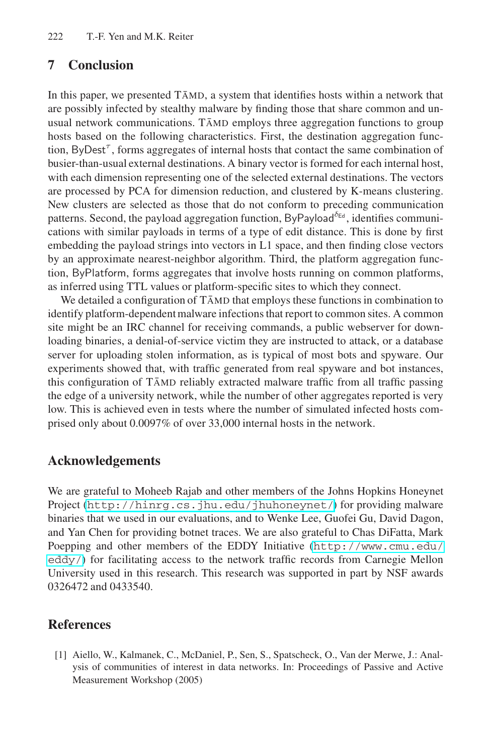## 7 Conclusion

In this paper, we presented TĀMD, a system that identifies hosts within a network that are possibly infected by stealthy malware by finding those that share common and unusual network communications. TĀMD employs three aggregation functions to group hosts based on the following characteristics. First, the destination aggregation function, $\mathsf{ByDest}^{\tau}$, forms aggregates of internal hosts that contact the same combination of busier-than-usual external destinations. A binary vector is formed for each internal host, with each dimension representing one of the selected external destinations. The vectors are processed by PCA for dimension reduction, and clustered by K-means clustering. New clusters are selected as those that do not conform to preceding communication patterns. Second, the payload aggregation function, $\mathsf{ByPayload}^{\delta_{\mathsf{Ed}}}$, identifies communications with similar payloads in terms of a type of edit distance. This is done by first embedding the payload strings into vectors in L1 space, and then finding close vectors by an approximate nearest-neighbor algorithm. Third, the platform aggregation function, ByPlatform, forms aggregates that involve hosts running on common platforms, as inferred using TTL values or platform-specific sites to which they connect.

We detailed a configuration of TĀMD that employs these functions in combination to identify platform-dependent malware infections that report to common sites. A common site might be an IRC channel for receiving commands, a public webserver for downloading binaries, a denial-of-service victim they are instructed to attack, or a database server for uploading stolen information, as is typical of most bots and spyware. Our experiments showed that, with traffic generated from real spyware and bot instances, this configuration of TĀMD reliably extracted malware traffic from all traffic passing the edge of a university network, while the number of other aggregates reported is very low. This is achieved even in tests where the number of simulated infected hosts comprised only about 0.0097% of over 33,000 internal hosts in the network.

## Acknowledgements

We are grateful to Moheeb Rajab and other members of the Johns Hopkins Honeynet Project (http://hinrg.cs.jhu.edu/jhuhoneynet/) for providing malware binaries that we used in our evaluations, and to Wenke Lee, Guofei Gu, David Dagon, and Yan Chen for providing botnet traces. We are also grateful to Chas DiFatta, Mark Poepping and other members of the EDDY Initiative (http://www.cmu.edu/eddy/) for facilitating access to the network traffic records from Carnegie Mellon University used in this research. This research was supported in part by NSF awards 0326472 and 0433540.

## References

[1] Aiello, W., Kalmanek, C., McDaniel, P., Sen, S., Spatscheck, O., Van der Merwe, J.: Analysis of communities of interest in data networks. In: Proceedings of Passive and Active Measurement Workshop (2005)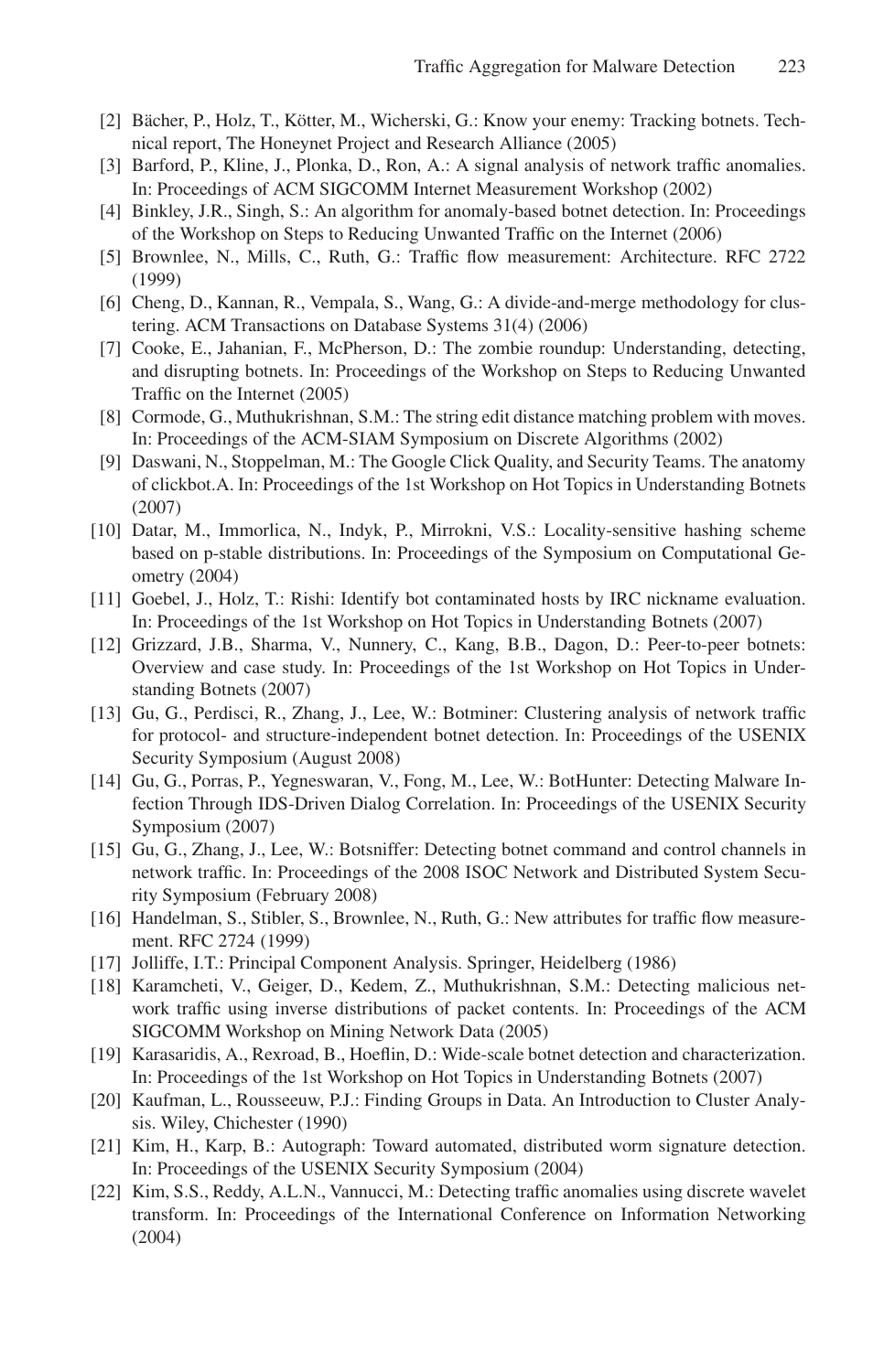[2] Bächer, P., Holz, T., Kötter, M., Wicherski, G.: Know your enemy: Tracking botnets. Technical report, The Honeynet Project and Research Alliance (2005)

[3] Barford, P., Kline, J., Plonka, D., Ron, A.: A signal analysis of network traffic anomalies. In: Proceedings of ACM SIGCOMM Internet Measurement Workshop (2002)

[4] Binkley, J.R., Singh, S.: An algorithm for anomaly-based botnet detection. In: Proceedings of the Workshop on Steps to Reducing Unwanted Traffic on the Internet (2006)

[5] Brownlee, N., Mills, C., Ruth, G.: Traffic flow measurement: Architecture. RFC 2722 (1999)

[6] Cheng, D., Kannan, R., Vempala, S., Wang, G.: A divide-and-merge methodology for clustering. ACM Transactions on Database Systems 31(4) (2006)

[7] Cooke, E., Jahanian, F., McPherson, D.: The zombie roundup: Understanding, detecting, and disrupting botnets. In: Proceedings of the Workshop on Steps to Reducing Unwanted Traffic on the Internet (2005)

[8] Cormode, G., Muthukrishnan, S.M.: The string edit distance matching problem with moves. In: Proceedings of the ACM-SIAM Symposium on Discrete Algorithms (2002)

[9] Daswani, N., Stoppelman, M.: The Google Click Quality, and Security Teams. The anatomy of clickbot.A. In: Proceedings of the 1st Workshop on Hot Topics in Understanding Botnets (2007)

[10] Datar, M., Immorlica, N., Indyk, P., Mirrokni, V.S.: Locality-sensitive hashing scheme based on p-stable distributions. In: Proceedings of the Symposium on Computational Geometry (2004)

[11] Goebel, J., Holz, T.: Rishi: Identify bot contaminated hosts by IRC nickname evaluation. In: Proceedings of the 1st Workshop on Hot Topics in Understanding Botnets (2007)

[12] Grizzard, J.B., Sharma, V., Nunnery, C., Kang, B.B., Dagon, D.: Peer-to-peer botnets: Overview and case study. In: Proceedings of the 1st Workshop on Hot Topics in Understanding Botnets (2007)

[13] Gu, G., Perdisci, R., Zhang, J., Lee, W.: Botminer: Clustering analysis of network traffic for protocol- and structure-independent botnet detection. In: Proceedings of the USENIX Security Symposium (August 2008)

[14] Gu, G., Porras, P., Yegneswaran, V., Fong, M., Lee, W.: BotHunter: Detecting Malware Infection Through IDS-Driven Dialog Correlation. In: Proceedings of the USENIX Security Symposium (2007)

[15] Gu, G., Zhang, J., Lee, W.: Botsniffer: Detecting botnet command and control channels in network traffic. In: Proceedings of the 2008 ISOC Network and Distributed System Security Symposium (February 2008)

[16] Handelman, S., Stibler, S., Brownlee, N., Ruth, G.: New attributes for traffic flow measurement. RFC 2724 (1999)

[17] Jolliffe, I.T.: Principal Component Analysis. Springer, Heidelberg (1986)

[18] Karamcheti, V., Geiger, D., Kedem, Z., Muthukrishnan, S.M.: Detecting malicious network traffic using inverse distributions of packet contents. In: Proceedings of the ACM SIGCOMM Workshop on Mining Network Data (2005)

[19] Karasaridis, A., Rexroad, B., Hoeflin, D.: Wide-scale botnet detection and characterization. In: Proceedings of the 1st Workshop on Hot Topics in Understanding Botnets (2007)

[20] Kaufman, L., Rousseeuw, P.J.: Finding Groups in Data. An Introduction to Cluster Analysis. Wiley, Chichester (1990)

[21] Kim, H., Karp, B.: Autograph: Toward automated, distributed worm signature detection. In: Proceedings of the USENIX Security Symposium (2004)

[22] Kim, S.S., Reddy, A.L.N., Vannucci, M.: Detecting traffic anomalies using discrete wavelet transform. In: Proceedings of the International Conference on Information Networking (2004)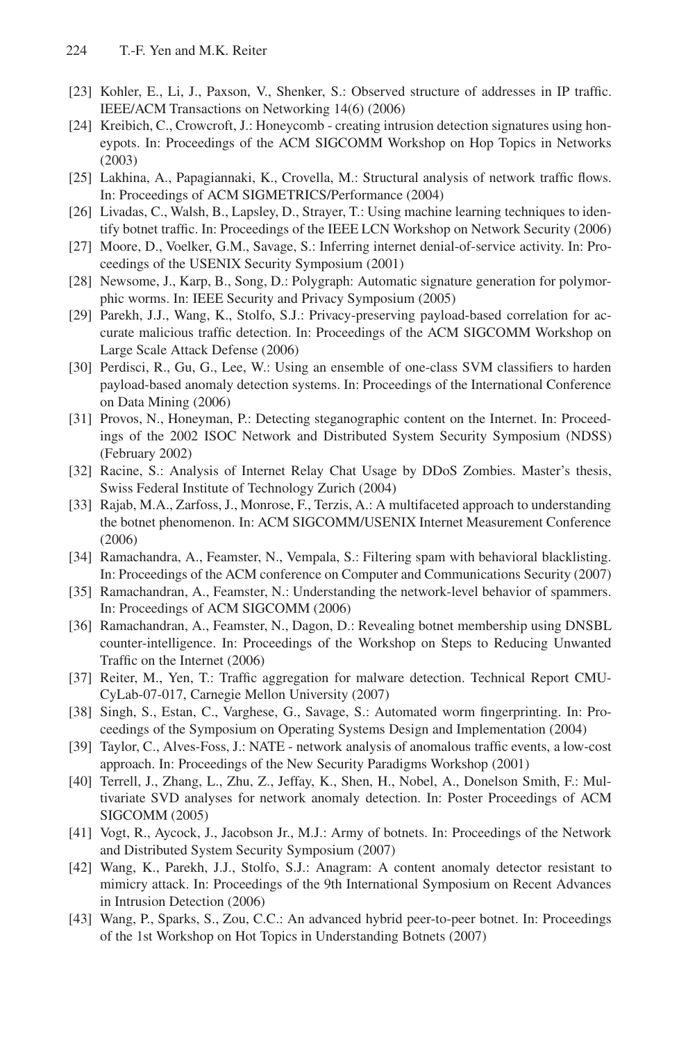[23] Kohler, E., Li, J., Paxson, V., Shenker, S.: Observed structure of addresses in IP traffic. IEEE/ACM Transactions on Networking 14(6) (2006)

[24] Kreibich, C., Crowcroft, J.: Honeycomb - creating intrusion detection signatures using honeypots. In: Proceedings of the ACM SIGCOMM Workshop on Hop Topics in Networks (2003)

[25] Lakhina, A., Papagiannaki, K., Crovella, M.: Structural analysis of network traffic flows. In: Proceedings of ACM SIGMETRICS/Performance (2004)

[26] Livadas, C., Walsh, B., Lapsley, D., Strayer, T.: Using machine learning techniques to identify botnet traffic. In: Proceedings of the IEEE LCN Workshop on Network Security (2006)

[27] Moore, D., Voelker, G.M., Savage, S.: Inferring internet denial-of-service activity. In: Proceedings of the USENIX Security Symposium (2001)

[28] Newsome, J., Karp, B., Song, D.: Polygraph: Automatic signature generation for polymorphic worms. In: IEEE Security and Privacy Symposium (2005)

[29] Parekh, J.J., Wang, K., Stolfo, S.J.: Privacy-preserving payload-based correlation for accurate malicious traffic detection. In: Proceedings of the ACM SIGCOMM Workshop on Large Scale Attack Defense (2006)

[30] Perdisci, R., Gu, G., Lee, W.: Using an ensemble of one-class SVM classifiers to harden payload-based anomaly detection systems. In: Proceedings of the International Conference on Data Mining (2006)

[31] Provos, N., Honeyman, P.: Detecting steganographic content on the Internet. In: Proceedings of the 2002 ISOC Network and Distributed System Security Symposium (NDSS) (February 2002)

[32] Racine, S.: Analysis of Internet Relay Chat Usage by DDoS Zombies. Master's thesis, Swiss Federal Institute of Technology Zurich (2004)

[33] Rajab, M.A., Zarfoss, J., Monrose, F., Terzis, A.: A multifaceted approach to understanding the botnet phenomenon. In: ACM SIGCOMM/USENIX Internet Measurement Conference (2006)

[34] Ramachandra, A., Feamster, N., Vempala, S.: Filtering spam with behavioral blacklisting. In: Proceedings of the ACM conference on Computer and Communications Security (2007)

[35] Ramachandran, A., Feamster, N.: Understanding the network-level behavior of spammers. In: Proceedings of ACM SIGCOMM (2006)

[36] Ramachandran, A., Feamster, N., Dagon, D.: Revealing botnet membership using DNSBL counter-intelligence. In: Proceedings of the Workshop on Steps to Reducing Unwanted Traffic on the Internet (2006)

[37] Reiter, M., Yen, T.: Traffic aggregation for malware detection. Technical Report CMU-CyLab-07-017, Carnegie Mellon University (2007)

[38] Singh, S., Estan, C., Varghese, G., Savage, S.: Automated worm fingerprinting. In: Proceedings of the Symposium on Operating Systems Design and Implementation (2004)

[39] Taylor, C., Alves-Foss, J.: NATE - network analysis of anomalous traffic events, a low-cost approach. In: Proceedings of the New Security Paradigms Workshop (2001)

[40] Terrell, J., Zhang, L., Zhu, Z., Jeffay, K., Shen, H., Nobel, A., Donelson Smith, F.: Multivariate SVD analyses for network anomaly detection. In: Poster Proceedings of ACM SIGCOMM (2005)

[41] Vogt, R., Aycock, J., Jacobson Jr., M.J.: Army of botnets. In: Proceedings of the Network and Distributed System Security Symposium (2007)

[42] Wang, K., Parekh, J.J., Stolfo, S.J.: Anagram: A content anomaly detector resistant to mimicry attack. In: Proceedings of the 9th International Symposium on Recent Advances in Intrusion Detection (2006)

[43] Wang, P., Sparks, S., Zou, C.C.: An advanced hybrid peer-to-peer botnet. In: Proceedings of the 1st Workshop on Hot Topics in Understanding Botnets (2007)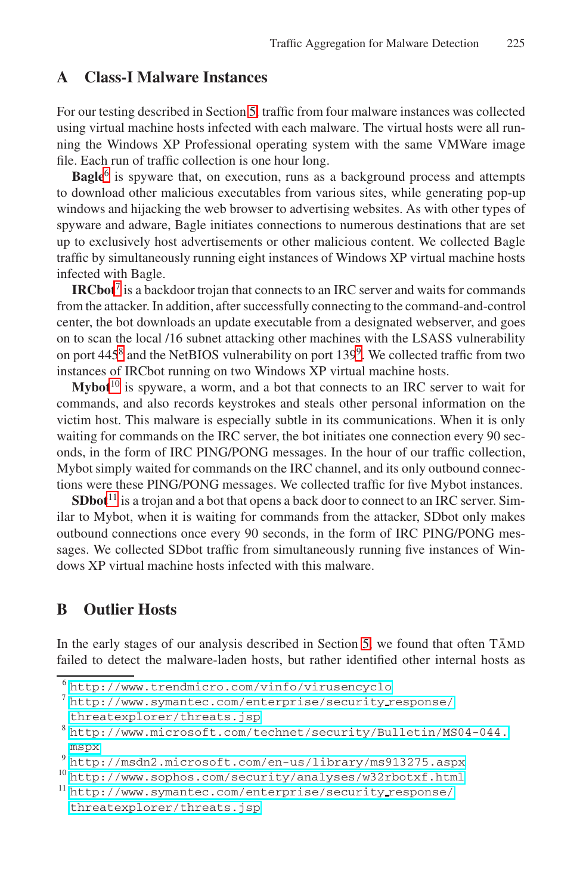## A Class-I Malware Instances

For our testing described in Section 5, traffic from four malware instances was collected using virtual machine hosts infected with each malware. The virtual hosts were all running the Windows XP Professional operating system with the same VMWare image file. Each run of traffic collection is one hour long.

**Bagle**[6] is spyware that, on execution, runs as a background process and attempts to download other malicious executables from various sites, while generating pop-up windows and hijacking the web browser to advertising websites. As with other types of spyware and adware, Bagle initiates connections to numerous destinations that are set up to exclusively host advertisements or other malicious content. We collected Bagle traffic by simultaneously running eight instances of Windows XP virtual machine hosts infected with Bagle.

**IRCbot**[7] is a backdoor trojan that connects to an IRC server and waits for commands from the attacker. In addition, after successfully connecting to the command-and-control center, the bot downloads an update executable from a designated webserver, and goes on to scan the local /16 subnet attacking other machines with the LSASS vulnerability on port 445[8] and the NetBIOS vulnerability on port 139[9]. We collected traffic from two instances of IRCbot running on two Windows XP virtual machine hosts.

**Mybot**[10] is spyware, a worm, and a bot that connects to an IRC server to wait for commands, and also records keystrokes and steals other personal information on the victim host. This malware is especially subtle in its communications. When it is only waiting for commands on the IRC server, the bot initiates one connection every 90 seconds, in the form of IRC PING/PONG messages. In the hour of our traffic collection, Mybot simply waited for commands on the IRC channel, and its only outbound connections were these PING/PONG messages. We collected traffic for five Mybot instances.

**SDbot**[11] is a trojan and a bot that opens a back door to connect to an IRC server. Similar to Mybot, when it is waiting for commands from the attacker, SDbot only makes outbound connections once every 90 seconds, in the form of IRC PING/PONG messages. We collected SDbot traffic from simultaneously running five instances of Windows XP virtual machine hosts infected with this malware.

## B Outlier Hosts

In the early stages of our analysis described in Section 5, we found that often TĀMD failed to detect the malware-laden hosts, but rather identified other internal hosts as

---

[6] http://www.trendmicro.com/vinfo/virusencyclo
[7] http://www.symantec.com/enterprise/security_response/threatexplorer/threats.jsp
[8] http://www.microsoft.com/technet/security/Bulletin/MS04-044.mspx
[9] http://msdn2.microsoft.com/en-us/library/ms913275.aspx
[10] http://www.sophos.com/security/analyses/w32rbotxf.html
[11] http://www.symantec.com/enterprise/security_response/threatexplorer/threats.jsp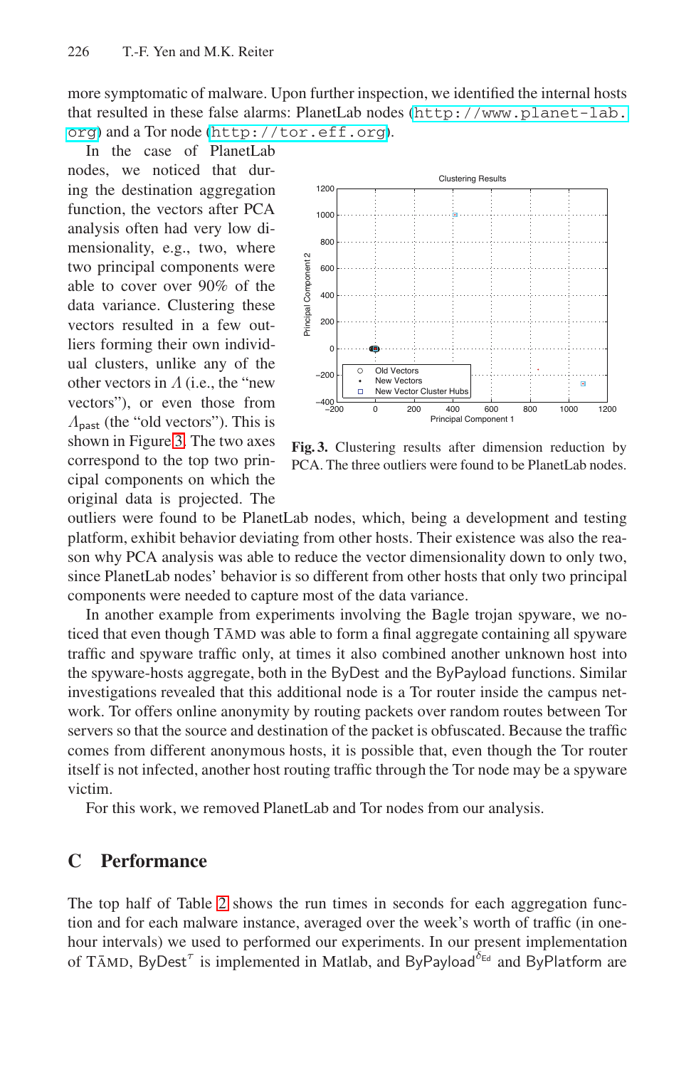more symptomatic of malware. Upon further inspection, we identified the internal hosts that resulted in these false alarms: PlanetLab nodes (http://www.planet-lab.org) and a Tor node (http://tor.eff.org).

In the case of PlanetLab nodes, we noticed that during the destination aggregation function, the vectors after PCA analysis often had very low dimensionality, e.g., two, where two principal components were able to cover over 90% of the data variance. Clustering these vectors resulted in a few outliers forming their own individual clusters, unlike any of the other vectors in $\Lambda$ (i.e., the "new vectors"), or even those from $\Lambda_{\mathrm{past}}$ (the "old vectors"). This is shown in Figure 3. The two axes correspond to the top two principal components on which the original data is projected. The outliers were found to be PlanetLab nodes, which, being a development and testing platform, exhibit behavior deviating from other hosts. Their existence was also the reason why PCA analysis was able to reduce the vector dimensionality down to only two, since PlanetLab nodes' behavior is so different from other hosts that only two principal components were needed to capture most of the data variance.

**Fig. 3.** Clustering results after dimension reduction by PCA. The three outliers were found to be PlanetLab nodes.

In another example from experiments involving the Bagle trojan spyware, we noticed that even though TĀMD was able to form a final aggregate containing all spyware traffic and spyware traffic only, at times it also combined another unknown host into the spyware-hosts aggregate, both in the ByDest and the ByPayload functions. Similar investigations revealed that this additional node is a Tor router inside the campus network. Tor offers online anonymity by routing packets over random routes between Tor servers so that the source and destination of the packet is obfuscated. Because the traffic comes from different anonymous hosts, it is possible that, even though the Tor router itself is not infected, another host routing traffic through the Tor node may be a spyware victim.

For this work, we removed PlanetLab and Tor nodes from our analysis.

## C Performance

The top half of Table 2 shows the run times in seconds for each aggregation function and for each malware instance, averaged over the week's worth of traffic (in one-hour intervals) we used to performed our experiments. In our present implementation of TĀMD, ByDest$^{\tau}$ is implemented in Matlab, and ByPayload$^{\delta_{\mathrm{Ed}}}$ and ByPlatform are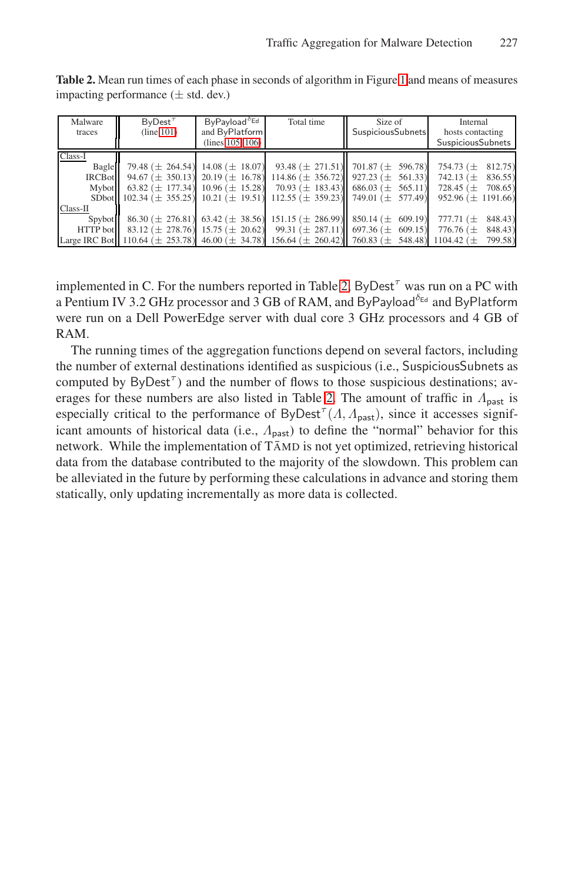**Table 2.** Mean run times of each phase in seconds of algorithm in Figure 1 and means of measures impacting performance (± std. dev.)

| Malware traces | $\mathsf{ByDest}^{\tau}$ (line 101) | $\mathsf{ByPayload}^{\delta_{\mathsf{Ed}}}$ and $\mathsf{ByPlatform}$ (lines 105–106) | Total time | Size of SuspiciousSubnets | Internal hosts contacting SuspiciousSubnets |
|---|---|---|---|---|---|
| Class-I | | | | | |
| Bagle | 79.48 (± 264.54) | 14.08 (± 18.07) | 93.48 (± 271.51) | 701.87 (± 596.78) | 754.73 (± 812.75) |
| IRCBot | 94.67 (± 350.13) | 20.19 (± 16.78) | 114.86 (± 356.72) | 927.23 (± 561.33) | 742.13 (± 836.55) |
| Mybot | 63.82 (± 177.34) | 10.96 (± 15.28) | 70.93 (± 183.43) | 686.03 (± 565.11) | 728.45 (± 708.65) |
| SDbot | 102.34 (± 355.25) | 10.21 (± 19.51) | 112.55 (± 359.23) | 749.01 (± 577.49) | 952.96 (± 1191.66) |
| Class-II | | | | | |
| Spybot | 86.30 (± 276.81) | 63.42 (± 38.56) | 151.15 (± 286.99) | 850.14 (± 609.19) | 777.71 (± 848.43) |
| HTTP bot | 83.12 (± 278.76) | 15.75 (± 20.62) | 99.31 (± 287.11) | 697.36 (± 609.15) | 776.76 (± 848.43) |
| Large IRC Bot | 110.64 (± 253.78) | 46.00 (± 34.78) | 156.64 (± 260.42) | 760.83 (± 548.48) | 1104.42 (± 799.58) |

implemented in C. For the numbers reported in Table 2, $\mathsf{ByDest}^{\tau}$ was run on a PC with a Pentium IV 3.2 GHz processor and 3 GB of RAM, and $\mathsf{ByPayload}^{\delta_{\mathsf{Ed}}}$ and $\mathsf{ByPlatform}$ were run on a Dell PowerEdge server with dual core 3 GHz processors and 4 GB of RAM.

The running times of the aggregation functions depend on several factors, including the number of external destinations identified as suspicious (i.e., SuspiciousSubnets as computed by $\mathsf{ByDest}^{\tau}$) and the number of flows to those suspicious destinations; averages for these numbers are also listed in Table 2. The amount of traffic in $\Lambda_{\mathsf{past}}$ is especially critical to the performance of $\mathsf{ByDest}^{\tau}(\Lambda, \Lambda_{\mathsf{past}})$, since it accesses significant amounts of historical data (i.e., $\Lambda_{\mathsf{past}}$) to define the "normal" behavior for this network. While the implementation of TĀMD is not yet optimized, retrieving historical data from the database contributed to the majority of the slowdown. This problem can be alleviated in the future by performing these calculations in advance and storing them statically, only updating incrementally as more data is collected.